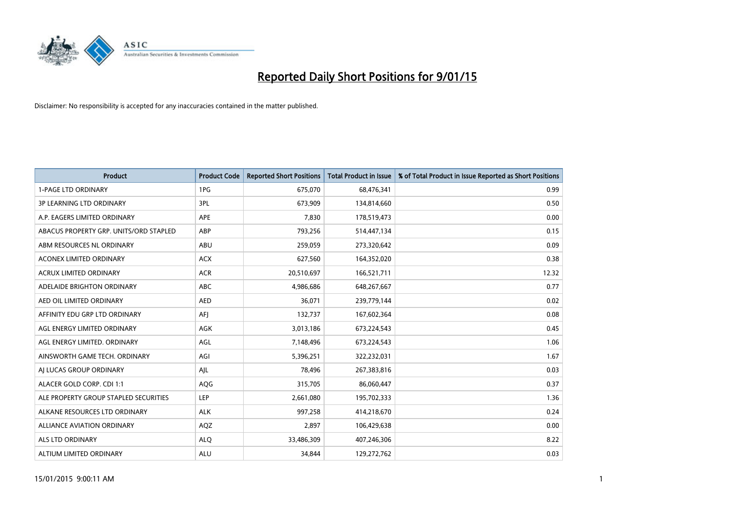# Reported Daily Short Positions for 9/01/15

Disclaimer: No responsibility is accepted for any inaccuracies contained in the matter published.

| Product | Product Code | Reported Short Positions | Total Product in Issue | % of Total Product in Issue Reported as Short Positions |
|---|---|---|---|---|
| 1-PAGE LTD ORDINARY | 1PG | 675,070 | 68,476,341 | 0.99 |
| 3P LEARNING LTD ORDINARY | 3PL | 673,909 | 134,814,660 | 0.50 |
| A.P. EAGERS LIMITED ORDINARY | APE | 7,830 | 178,519,473 | 0.00 |
| ABACUS PROPERTY GRP. UNITS/ORD STAPLED | ABP | 793,256 | 514,447,134 | 0.15 |
| ABM RESOURCES NL ORDINARY | ABU | 259,059 | 273,320,642 | 0.09 |
| ACONEX LIMITED ORDINARY | ACX | 627,560 | 164,352,020 | 0.38 |
| ACRUX LIMITED ORDINARY | ACR | 20,510,697 | 166,521,711 | 12.32 |
| ADELAIDE BRIGHTON ORDINARY | ABC | 4,986,686 | 648,267,667 | 0.77 |
| AED OIL LIMITED ORDINARY | AED | 36,071 | 239,779,144 | 0.02 |
| AFFINITY EDU GRP LTD ORDINARY | AFJ | 132,737 | 167,602,364 | 0.08 |
| AGL ENERGY LIMITED ORDINARY | AGK | 3,013,186 | 673,224,543 | 0.45 |
| AGL ENERGY LIMITED. ORDINARY | AGL | 7,148,496 | 673,224,543 | 1.06 |
| AINSWORTH GAME TECH. ORDINARY | AGI | 5,396,251 | 322,232,031 | 1.67 |
| AJ LUCAS GROUP ORDINARY | AJL | 78,496 | 267,383,816 | 0.03 |
| ALACER GOLD CORP. CDI 1:1 | AQG | 315,705 | 86,060,447 | 0.37 |
| ALE PROPERTY GROUP STAPLED SECURITIES | LEP | 2,661,080 | 195,702,333 | 1.36 |
| ALKANE RESOURCES LTD ORDINARY | ALK | 997,258 | 414,218,670 | 0.24 |
| ALLIANCE AVIATION ORDINARY | AQZ | 2,897 | 106,429,638 | 0.00 |
| ALS LTD ORDINARY | ALQ | 33,486,309 | 407,246,306 | 8.22 |
| ALTIUM LIMITED ORDINARY | ALU | 34,844 | 129,272,762 | 0.03 |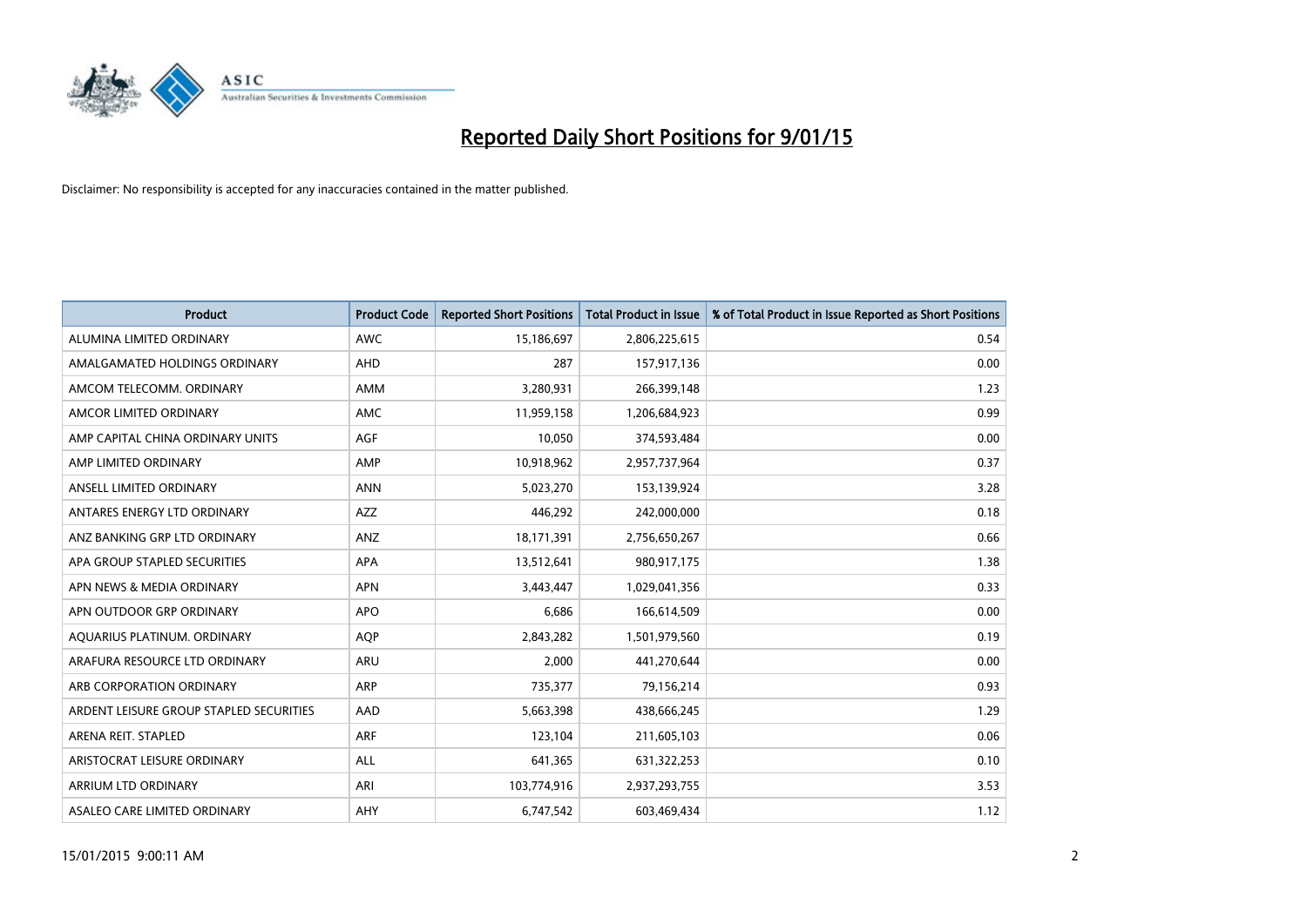# Reported Daily Short Positions for 9/01/15

Disclaimer: No responsibility is accepted for any inaccuracies contained in the matter published.

| Product | Product Code | Reported Short Positions | Total Product in Issue | % of Total Product in Issue Reported as Short Positions |
|---|---|---|---|---|
| ALUMINA LIMITED ORDINARY | AWC | 15,186,697 | 2,806,225,615 | 0.54 |
| AMALGAMATED HOLDINGS ORDINARY | AHD | 287 | 157,917,136 | 0.00 |
| AMCOM TELECOMM. ORDINARY | AMM | 3,280,931 | 266,399,148 | 1.23 |
| AMCOR LIMITED ORDINARY | AMC | 11,959,158 | 1,206,684,923 | 0.99 |
| AMP CAPITAL CHINA ORDINARY UNITS | AGF | 10,050 | 374,593,484 | 0.00 |
| AMP LIMITED ORDINARY | AMP | 10,918,962 | 2,957,737,964 | 0.37 |
| ANSELL LIMITED ORDINARY | ANN | 5,023,270 | 153,139,924 | 3.28 |
| ANTARES ENERGY LTD ORDINARY | AZZ | 446,292 | 242,000,000 | 0.18 |
| ANZ BANKING GRP LTD ORDINARY | ANZ | 18,171,391 | 2,756,650,267 | 0.66 |
| APA GROUP STAPLED SECURITIES | APA | 13,512,641 | 980,917,175 | 1.38 |
| APN NEWS & MEDIA ORDINARY | APN | 3,443,447 | 1,029,041,356 | 0.33 |
| APN OUTDOOR GRP ORDINARY | APO | 6,686 | 166,614,509 | 0.00 |
| AQUARIUS PLATINUM. ORDINARY | AQP | 2,843,282 | 1,501,979,560 | 0.19 |
| ARAFURA RESOURCE LTD ORDINARY | ARU | 2,000 | 441,270,644 | 0.00 |
| ARB CORPORATION ORDINARY | ARP | 735,377 | 79,156,214 | 0.93 |
| ARDENT LEISURE GROUP STAPLED SECURITIES | AAD | 5,663,398 | 438,666,245 | 1.29 |
| ARENA REIT. STAPLED | ARF | 123,104 | 211,605,103 | 0.06 |
| ARISTOCRAT LEISURE ORDINARY | ALL | 641,365 | 631,322,253 | 0.10 |
| ARRIUM LTD ORDINARY | ARI | 103,774,916 | 2,937,293,755 | 3.53 |
| ASALEO CARE LIMITED ORDINARY | AHY | 6,747,542 | 603,469,434 | 1.12 |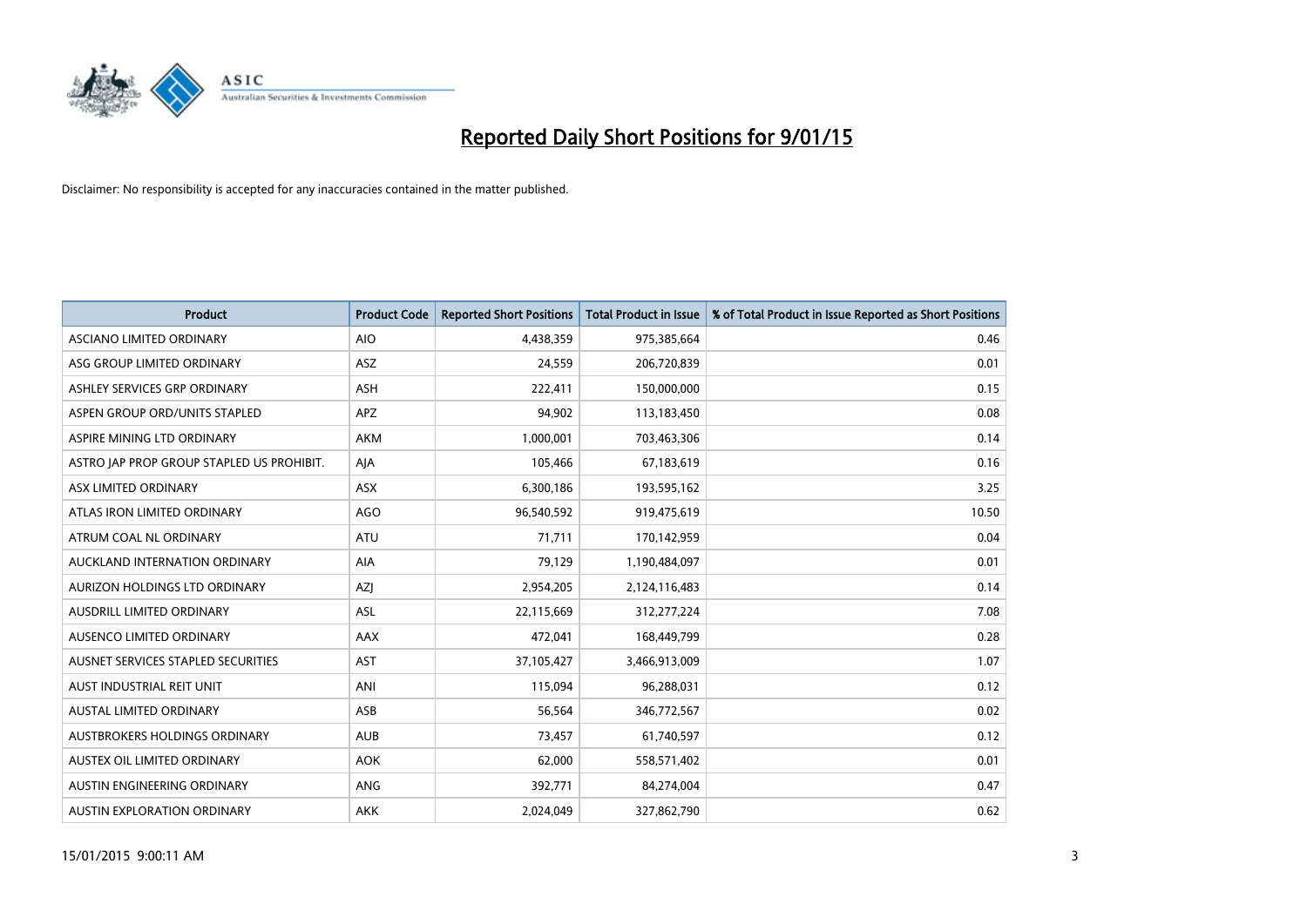# Reported Daily Short Positions for 9/01/15

Disclaimer: No responsibility is accepted for any inaccuracies contained in the matter published.

| Product | Product Code | Reported Short Positions | Total Product in Issue | % of Total Product in Issue Reported as Short Positions |
|---|---|---|---|---|
| ASCIANO LIMITED ORDINARY | AIO | 4,438,359 | 975,385,664 | 0.46 |
| ASG GROUP LIMITED ORDINARY | ASZ | 24,559 | 206,720,839 | 0.01 |
| ASHLEY SERVICES GRP ORDINARY | ASH | 222,411 | 150,000,000 | 0.15 |
| ASPEN GROUP ORD/UNITS STAPLED | APZ | 94,902 | 113,183,450 | 0.08 |
| ASPIRE MINING LTD ORDINARY | AKM | 1,000,001 | 703,463,306 | 0.14 |
| ASTRO JAP PROP GROUP STAPLED US PROHIBIT. | AJA | 105,466 | 67,183,619 | 0.16 |
| ASX LIMITED ORDINARY | ASX | 6,300,186 | 193,595,162 | 3.25 |
| ATLAS IRON LIMITED ORDINARY | AGO | 96,540,592 | 919,475,619 | 10.50 |
| ATRUM COAL NL ORDINARY | ATU | 71,711 | 170,142,959 | 0.04 |
| AUCKLAND INTERNATION ORDINARY | AIA | 79,129 | 1,190,484,097 | 0.01 |
| AURIZON HOLDINGS LTD ORDINARY | AZJ | 2,954,205 | 2,124,116,483 | 0.14 |
| AUSDRILL LIMITED ORDINARY | ASL | 22,115,669 | 312,277,224 | 7.08 |
| AUSENCO LIMITED ORDINARY | AAX | 472,041 | 168,449,799 | 0.28 |
| AUSNET SERVICES STAPLED SECURITIES | AST | 37,105,427 | 3,466,913,009 | 1.07 |
| AUST INDUSTRIAL REIT UNIT | ANI | 115,094 | 96,288,031 | 0.12 |
| AUSTAL LIMITED ORDINARY | ASB | 56,564 | 346,772,567 | 0.02 |
| AUSTBROKERS HOLDINGS ORDINARY | AUB | 73,457 | 61,740,597 | 0.12 |
| AUSTEX OIL LIMITED ORDINARY | AOK | 62,000 | 558,571,402 | 0.01 |
| AUSTIN ENGINEERING ORDINARY | ANG | 392,771 | 84,274,004 | 0.47 |
| AUSTIN EXPLORATION ORDINARY | AKK | 2,024,049 | 327,862,790 | 0.62 |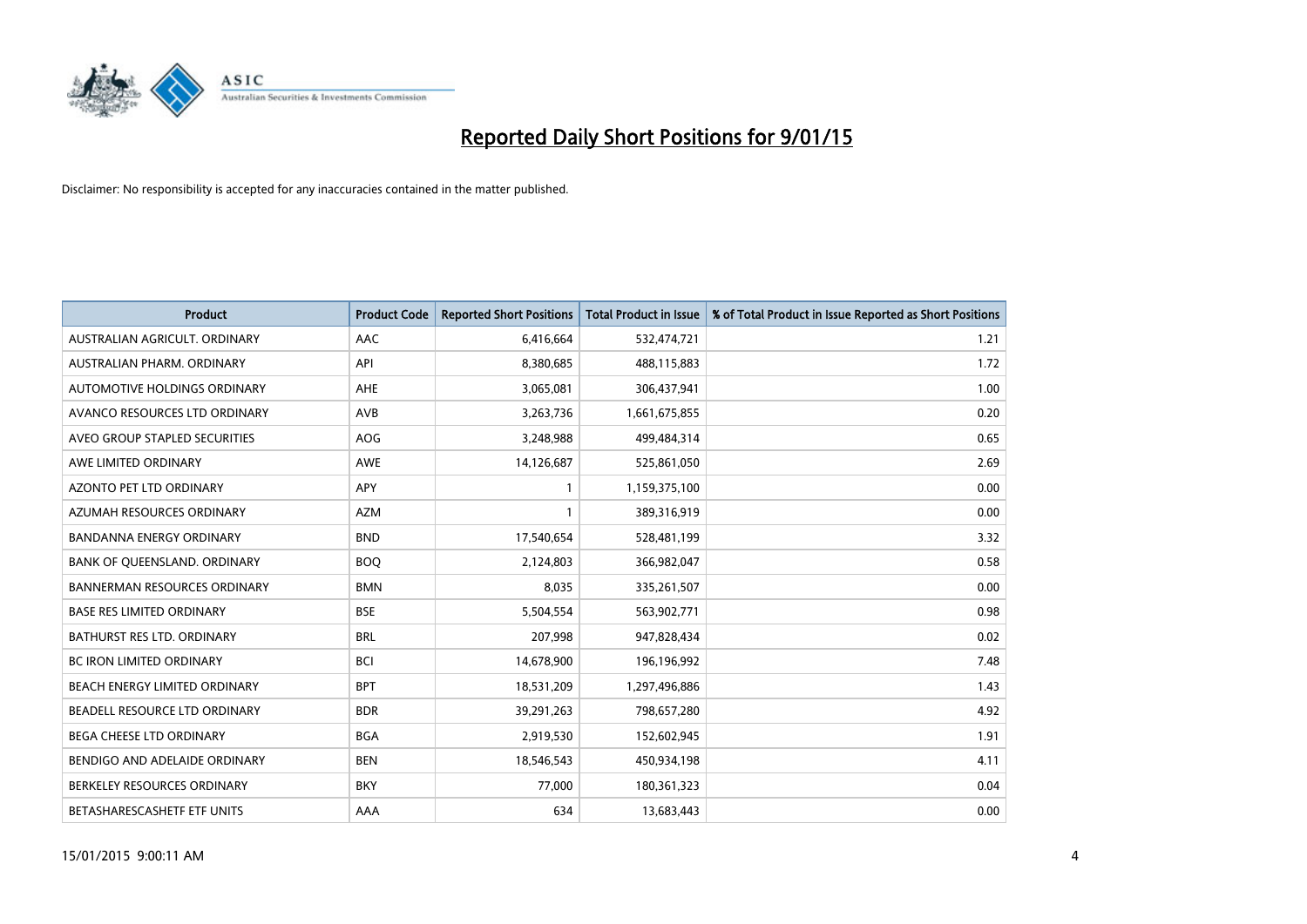# Reported Daily Short Positions for 9/01/15

Disclaimer: No responsibility is accepted for any inaccuracies contained in the matter published.

| Product | Product Code | Reported Short Positions | Total Product in Issue | % of Total Product in Issue Reported as Short Positions |
|---|---|---|---|---|
| AUSTRALIAN AGRICULT. ORDINARY | AAC | 6,416,664 | 532,474,721 | 1.21 |
| AUSTRALIAN PHARM. ORDINARY | API | 8,380,685 | 488,115,883 | 1.72 |
| AUTOMOTIVE HOLDINGS ORDINARY | AHE | 3,065,081 | 306,437,941 | 1.00 |
| AVANCO RESOURCES LTD ORDINARY | AVB | 3,263,736 | 1,661,675,855 | 0.20 |
| AVEO GROUP STAPLED SECURITIES | AOG | 3,248,988 | 499,484,314 | 0.65 |
| AWE LIMITED ORDINARY | AWE | 14,126,687 | 525,861,050 | 2.69 |
| AZONTO PET LTD ORDINARY | APY | 1 | 1,159,375,100 | 0.00 |
| AZUMAH RESOURCES ORDINARY | AZM | 1 | 389,316,919 | 0.00 |
| BANDANNA ENERGY ORDINARY | BND | 17,540,654 | 528,481,199 | 3.32 |
| BANK OF QUEENSLAND. ORDINARY | BOQ | 2,124,803 | 366,982,047 | 0.58 |
| BANNERMAN RESOURCES ORDINARY | BMN | 8,035 | 335,261,507 | 0.00 |
| BASE RES LIMITED ORDINARY | BSE | 5,504,554 | 563,902,771 | 0.98 |
| BATHURST RES LTD. ORDINARY | BRL | 207,998 | 947,828,434 | 0.02 |
| BC IRON LIMITED ORDINARY | BCI | 14,678,900 | 196,196,992 | 7.48 |
| BEACH ENERGY LIMITED ORDINARY | BPT | 18,531,209 | 1,297,496,886 | 1.43 |
| BEADELL RESOURCE LTD ORDINARY | BDR | 39,291,263 | 798,657,280 | 4.92 |
| BEGA CHEESE LTD ORDINARY | BGA | 2,919,530 | 152,602,945 | 1.91 |
| BENDIGO AND ADELAIDE ORDINARY | BEN | 18,546,543 | 450,934,198 | 4.11 |
| BERKELEY RESOURCES ORDINARY | BKY | 77,000 | 180,361,323 | 0.04 |
| BETASHARESCASHETF ETF UNITS | AAA | 634 | 13,683,443 | 0.00 |

15/01/2015 9:00:11 AM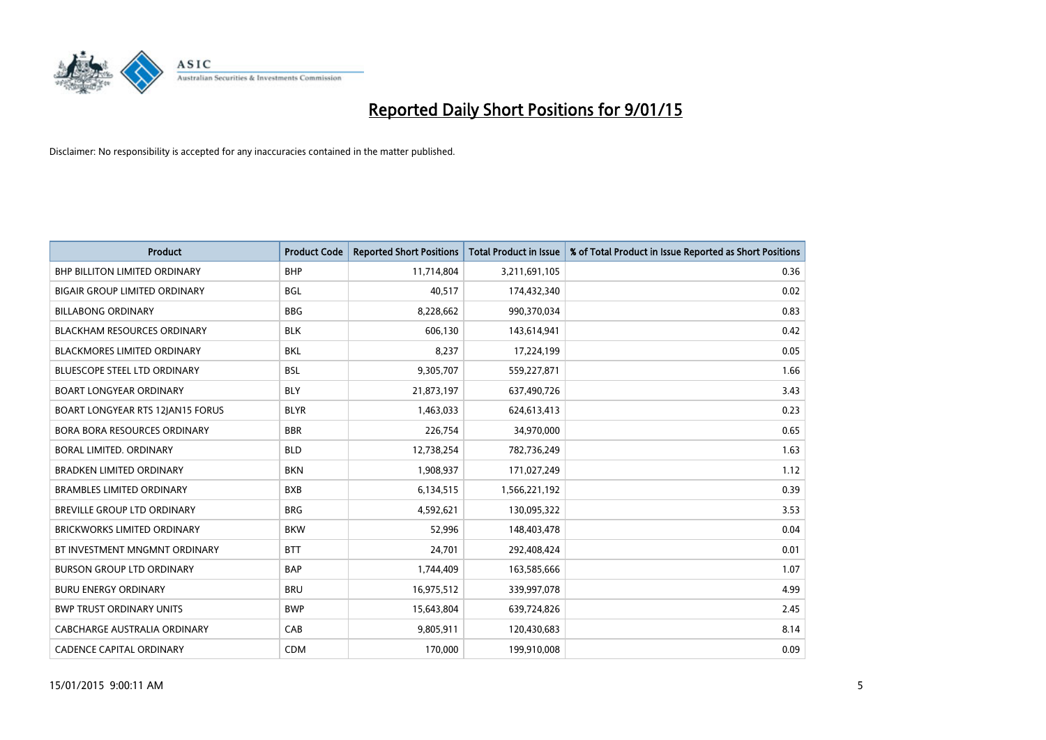# Reported Daily Short Positions for 9/01/15

Disclaimer: No responsibility is accepted for any inaccuracies contained in the matter published.

| Product | Product Code | Reported Short Positions | Total Product in Issue | % of Total Product in Issue Reported as Short Positions |
|---|---|---|---|---|
| BHP BILLITON LIMITED ORDINARY | BHP | 11,714,804 | 3,211,691,105 | 0.36 |
| BIGAIR GROUP LIMITED ORDINARY | BGL | 40,517 | 174,432,340 | 0.02 |
| BILLABONG ORDINARY | BBG | 8,228,662 | 990,370,034 | 0.83 |
| BLACKHAM RESOURCES ORDINARY | BLK | 606,130 | 143,614,941 | 0.42 |
| BLACKMORES LIMITED ORDINARY | BKL | 8,237 | 17,224,199 | 0.05 |
| BLUESCOPE STEEL LTD ORDINARY | BSL | 9,305,707 | 559,227,871 | 1.66 |
| BOART LONGYEAR ORDINARY | BLY | 21,873,197 | 637,490,726 | 3.43 |
| BOART LONGYEAR RTS 12JAN15 FORUS | BLYR | 1,463,033 | 624,613,413 | 0.23 |
| BORA BORA RESOURCES ORDINARY | BBR | 226,754 | 34,970,000 | 0.65 |
| BORAL LIMITED. ORDINARY | BLD | 12,738,254 | 782,736,249 | 1.63 |
| BRADKEN LIMITED ORDINARY | BKN | 1,908,937 | 171,027,249 | 1.12 |
| BRAMBLES LIMITED ORDINARY | BXB | 6,134,515 | 1,566,221,192 | 0.39 |
| BREVILLE GROUP LTD ORDINARY | BRG | 4,592,621 | 130,095,322 | 3.53 |
| BRICKWORKS LIMITED ORDINARY | BKW | 52,996 | 148,403,478 | 0.04 |
| BT INVESTMENT MNGMNT ORDINARY | BTT | 24,701 | 292,408,424 | 0.01 |
| BURSON GROUP LTD ORDINARY | BAP | 1,744,409 | 163,585,666 | 1.07 |
| BURU ENERGY ORDINARY | BRU | 16,975,512 | 339,997,078 | 4.99 |
| BWP TRUST ORDINARY UNITS | BWP | 15,643,804 | 639,724,826 | 2.45 |
| CABCHARGE AUSTRALIA ORDINARY | CAB | 9,805,911 | 120,430,683 | 8.14 |
| CADENCE CAPITAL ORDINARY | CDM | 170,000 | 199,910,008 | 0.09 |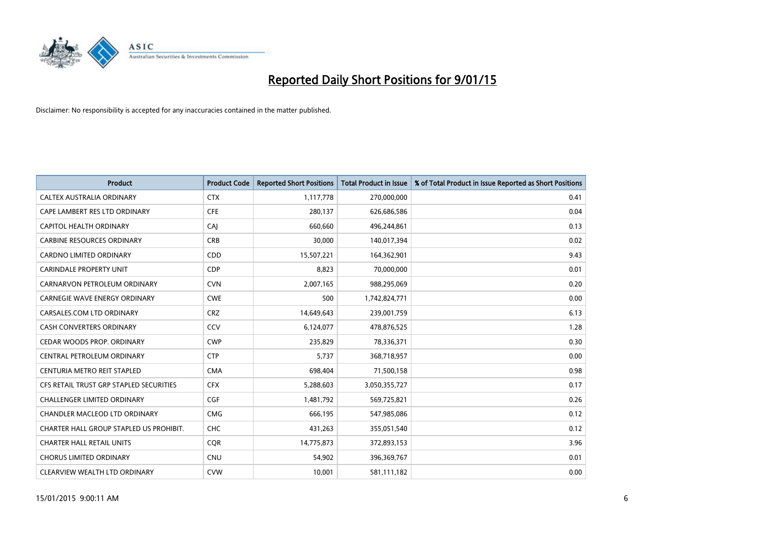# Reported Daily Short Positions for 9/01/15

Disclaimer: No responsibility is accepted for any inaccuracies contained in the matter published.

| Product | Product Code | Reported Short Positions | Total Product in Issue | % of Total Product in Issue Reported as Short Positions |
|---|---|---|---|---|
| CALTEX AUSTRALIA ORDINARY | CTX | 1,117,778 | 270,000,000 | 0.41 |
| CAPE LAMBERT RES LTD ORDINARY | CFE | 280,137 | 626,686,586 | 0.04 |
| CAPITOL HEALTH ORDINARY | CAJ | 660,660 | 496,244,861 | 0.13 |
| CARBINE RESOURCES ORDINARY | CRB | 30,000 | 140,017,394 | 0.02 |
| CARDNO LIMITED ORDINARY | CDD | 15,507,221 | 164,362,901 | 9.43 |
| CARINDALE PROPERTY UNIT | CDP | 8,823 | 70,000,000 | 0.01 |
| CARNARVON PETROLEUM ORDINARY | CVN | 2,007,165 | 988,295,069 | 0.20 |
| CARNEGIE WAVE ENERGY ORDINARY | CWE | 500 | 1,742,824,771 | 0.00 |
| CARSALES.COM LTD ORDINARY | CRZ | 14,649,643 | 239,001,759 | 6.13 |
| CASH CONVERTERS ORDINARY | CCV | 6,124,077 | 478,876,525 | 1.28 |
| CEDAR WOODS PROP. ORDINARY | CWP | 235,829 | 78,336,371 | 0.30 |
| CENTRAL PETROLEUM ORDINARY | CTP | 5,737 | 368,718,957 | 0.00 |
| CENTURIA METRO REIT STAPLED | CMA | 698,404 | 71,500,158 | 0.98 |
| CFS RETAIL TRUST GRP STAPLED SECURITIES | CFX | 5,288,603 | 3,050,355,727 | 0.17 |
| CHALLENGER LIMITED ORDINARY | CGF | 1,481,792 | 569,725,821 | 0.26 |
| CHANDLER MACLEOD LTD ORDINARY | CMG | 666,195 | 547,985,086 | 0.12 |
| CHARTER HALL GROUP STAPLED US PROHIBIT. | CHC | 431,263 | 355,051,540 | 0.12 |
| CHARTER HALL RETAIL UNITS | CQR | 14,775,873 | 372,893,153 | 3.96 |
| CHORUS LIMITED ORDINARY | CNU | 54,902 | 396,369,767 | 0.01 |
| CLEARVIEW WEALTH LTD ORDINARY | CVW | 10,001 | 581,111,182 | 0.00 |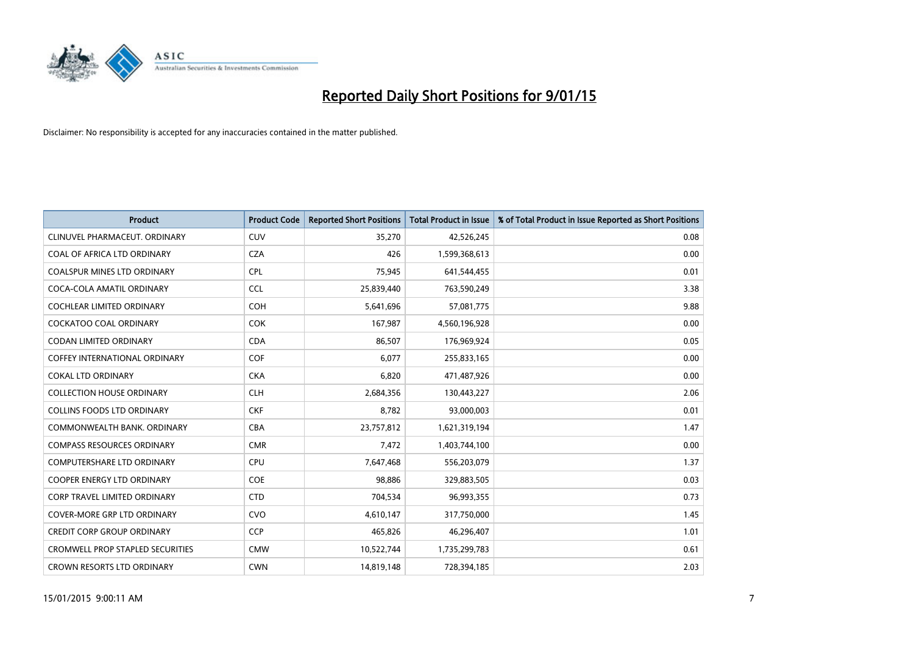# Reported Daily Short Positions for 9/01/15

Disclaimer: No responsibility is accepted for any inaccuracies contained in the matter published.

| Product | Product Code | Reported Short Positions | Total Product in Issue | % of Total Product in Issue Reported as Short Positions |
| --- | --- | --- | --- | --- |
| CLINUVEL PHARMACEUT. ORDINARY | CUV | 35,270 | 42,526,245 | 0.08 |
| COAL OF AFRICA LTD ORDINARY | CZA | 426 | 1,599,368,613 | 0.00 |
| COALSPUR MINES LTD ORDINARY | CPL | 75,945 | 641,544,455 | 0.01 |
| COCA-COLA AMATIL ORDINARY | CCL | 25,839,440 | 763,590,249 | 3.38 |
| COCHLEAR LIMITED ORDINARY | COH | 5,641,696 | 57,081,775 | 9.88 |
| COCKATOO COAL ORDINARY | COK | 167,987 | 4,560,196,928 | 0.00 |
| CODAN LIMITED ORDINARY | CDA | 86,507 | 176,969,924 | 0.05 |
| COFFEY INTERNATIONAL ORDINARY | COF | 6,077 | 255,833,165 | 0.00 |
| COKAL LTD ORDINARY | CKA | 6,820 | 471,487,926 | 0.00 |
| COLLECTION HOUSE ORDINARY | CLH | 2,684,356 | 130,443,227 | 2.06 |
| COLLINS FOODS LTD ORDINARY | CKF | 8,782 | 93,000,003 | 0.01 |
| COMMONWEALTH BANK. ORDINARY | CBA | 23,757,812 | 1,621,319,194 | 1.47 |
| COMPASS RESOURCES ORDINARY | CMR | 7,472 | 1,403,744,100 | 0.00 |
| COMPUTERSHARE LTD ORDINARY | CPU | 7,647,468 | 556,203,079 | 1.37 |
| COOPER ENERGY LTD ORDINARY | COE | 98,886 | 329,883,505 | 0.03 |
| CORP TRAVEL LIMITED ORDINARY | CTD | 704,534 | 96,993,355 | 0.73 |
| COVER-MORE GRP LTD ORDINARY | CVO | 4,610,147 | 317,750,000 | 1.45 |
| CREDIT CORP GROUP ORDINARY | CCP | 465,826 | 46,296,407 | 1.01 |
| CROMWELL PROP STAPLED SECURITIES | CMW | 10,522,744 | 1,735,299,783 | 0.61 |
| CROWN RESORTS LTD ORDINARY | CWN | 14,819,148 | 728,394,185 | 2.03 |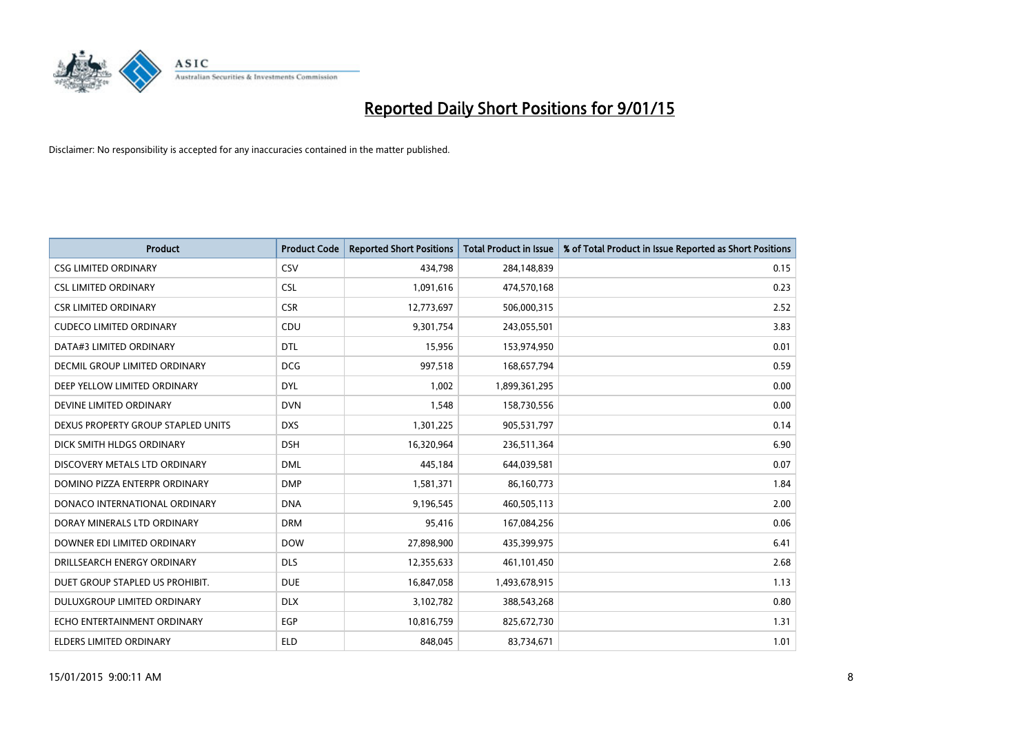# Reported Daily Short Positions for 9/01/15

Disclaimer: No responsibility is accepted for any inaccuracies contained in the matter published.

| Product | Product Code | Reported Short Positions | Total Product in Issue | % of Total Product in Issue Reported as Short Positions |
|---|---|---|---|---|
| CSG LIMITED ORDINARY | CSV | 434,798 | 284,148,839 | 0.15 |
| CSL LIMITED ORDINARY | CSL | 1,091,616 | 474,570,168 | 0.23 |
| CSR LIMITED ORDINARY | CSR | 12,773,697 | 506,000,315 | 2.52 |
| CUDECO LIMITED ORDINARY | CDU | 9,301,754 | 243,055,501 | 3.83 |
| DATA#3 LIMITED ORDINARY | DTL | 15,956 | 153,974,950 | 0.01 |
| DECMIL GROUP LIMITED ORDINARY | DCG | 997,518 | 168,657,794 | 0.59 |
| DEEP YELLOW LIMITED ORDINARY | DYL | 1,002 | 1,899,361,295 | 0.00 |
| DEVINE LIMITED ORDINARY | DVN | 1,548 | 158,730,556 | 0.00 |
| DEXUS PROPERTY GROUP STAPLED UNITS | DXS | 1,301,225 | 905,531,797 | 0.14 |
| DICK SMITH HLDGS ORDINARY | DSH | 16,320,964 | 236,511,364 | 6.90 |
| DISCOVERY METALS LTD ORDINARY | DML | 445,184 | 644,039,581 | 0.07 |
| DOMINO PIZZA ENTERPR ORDINARY | DMP | 1,581,371 | 86,160,773 | 1.84 |
| DONACO INTERNATIONAL ORDINARY | DNA | 9,196,545 | 460,505,113 | 2.00 |
| DORAY MINERALS LTD ORDINARY | DRM | 95,416 | 167,084,256 | 0.06 |
| DOWNER EDI LIMITED ORDINARY | DOW | 27,898,900 | 435,399,975 | 6.41 |
| DRILLSEARCH ENERGY ORDINARY | DLS | 12,355,633 | 461,101,450 | 2.68 |
| DUET GROUP STAPLED US PROHIBIT. | DUE | 16,847,058 | 1,493,678,915 | 1.13 |
| DULUXGROUP LIMITED ORDINARY | DLX | 3,102,782 | 388,543,268 | 0.80 |
| ECHO ENTERTAINMENT ORDINARY | EGP | 10,816,759 | 825,672,730 | 1.31 |
| ELDERS LIMITED ORDINARY | ELD | 848,045 | 83,734,671 | 1.01 |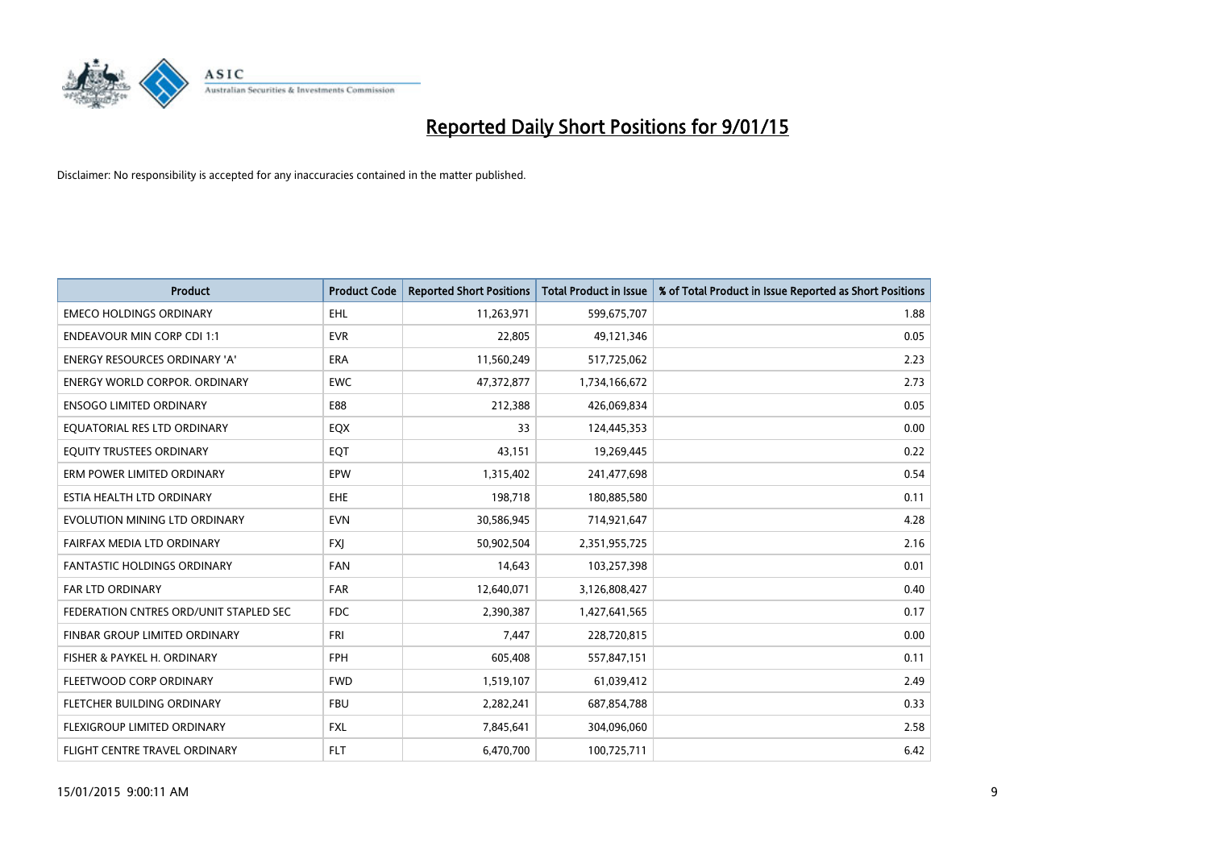# Reported Daily Short Positions for 9/01/15

Disclaimer: No responsibility is accepted for any inaccuracies contained in the matter published.

| Product | Product Code | Reported Short Positions | Total Product in Issue | % of Total Product in Issue Reported as Short Positions |
|---|---|---|---|---|
| EMECO HOLDINGS ORDINARY | EHL | 11,263,971 | 599,675,707 | 1.88 |
| ENDEAVOUR MIN CORP CDI 1:1 | EVR | 22,805 | 49,121,346 | 0.05 |
| ENERGY RESOURCES ORDINARY 'A' | ERA | 11,560,249 | 517,725,062 | 2.23 |
| ENERGY WORLD CORPOR. ORDINARY | EWC | 47,372,877 | 1,734,166,672 | 2.73 |
| ENSOGO LIMITED ORDINARY | E88 | 212,388 | 426,069,834 | 0.05 |
| EQUATORIAL RES LTD ORDINARY | EQX | 33 | 124,445,353 | 0.00 |
| EQUITY TRUSTEES ORDINARY | EQT | 43,151 | 19,269,445 | 0.22 |
| ERM POWER LIMITED ORDINARY | EPW | 1,315,402 | 241,477,698 | 0.54 |
| ESTIA HEALTH LTD ORDINARY | EHE | 198,718 | 180,885,580 | 0.11 |
| EVOLUTION MINING LTD ORDINARY | EVN | 30,586,945 | 714,921,647 | 4.28 |
| FAIRFAX MEDIA LTD ORDINARY | FXJ | 50,902,504 | 2,351,955,725 | 2.16 |
| FANTASTIC HOLDINGS ORDINARY | FAN | 14,643 | 103,257,398 | 0.01 |
| FAR LTD ORDINARY | FAR | 12,640,071 | 3,126,808,427 | 0.40 |
| FEDERATION CNTRES ORD/UNIT STAPLED SEC | FDC | 2,390,387 | 1,427,641,565 | 0.17 |
| FINBAR GROUP LIMITED ORDINARY | FRI | 7,447 | 228,720,815 | 0.00 |
| FISHER & PAYKEL H. ORDINARY | FPH | 605,408 | 557,847,151 | 0.11 |
| FLEETWOOD CORP ORDINARY | FWD | 1,519,107 | 61,039,412 | 2.49 |
| FLETCHER BUILDING ORDINARY | FBU | 2,282,241 | 687,854,788 | 0.33 |
| FLEXIGROUP LIMITED ORDINARY | FXL | 7,845,641 | 304,096,060 | 2.58 |
| FLIGHT CENTRE TRAVEL ORDINARY | FLT | 6,470,700 | 100,725,711 | 6.42 |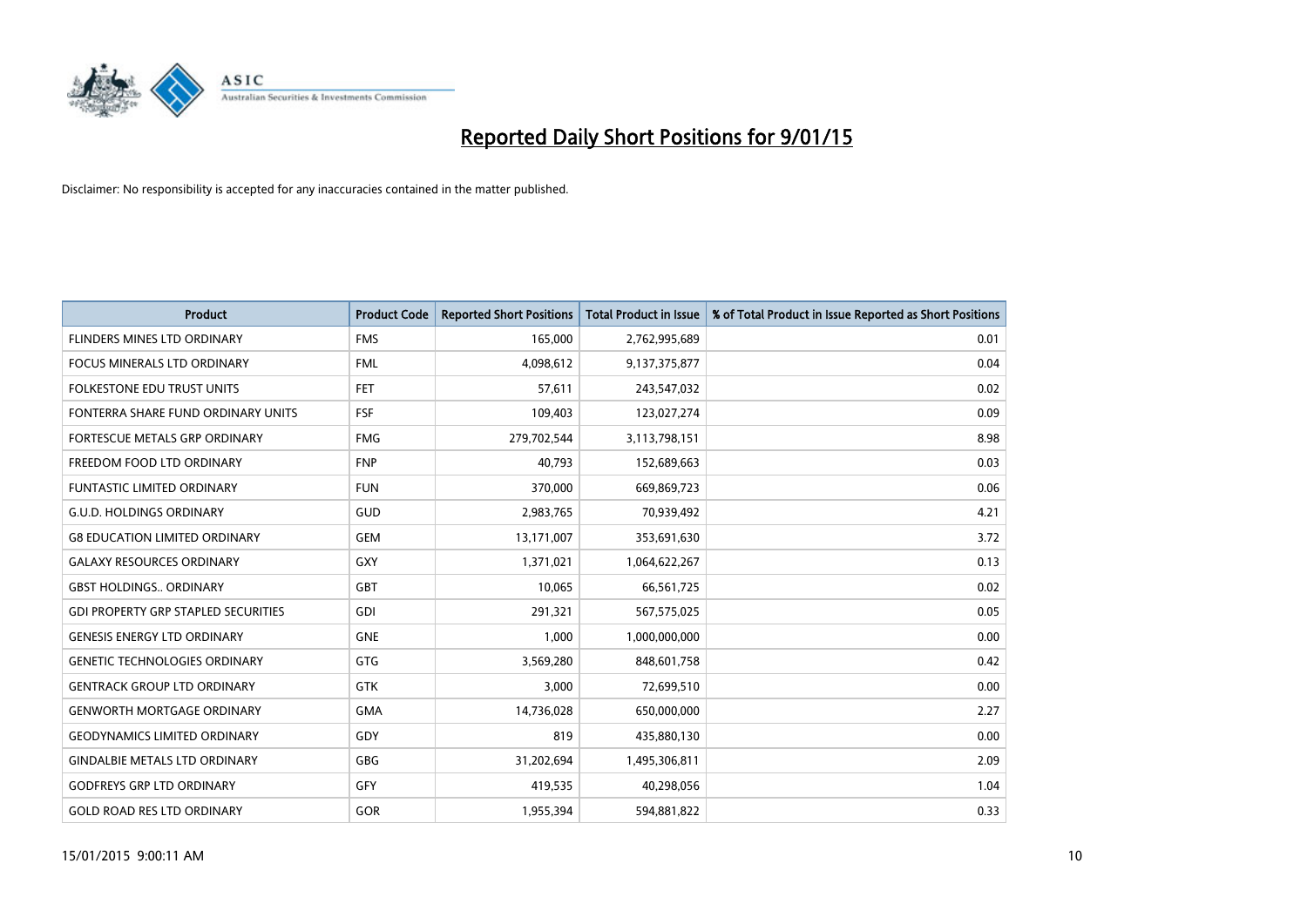# Reported Daily Short Positions for 9/01/15

Disclaimer: No responsibility is accepted for any inaccuracies contained in the matter published.

| Product | Product Code | Reported Short Positions | Total Product in Issue | % of Total Product in Issue Reported as Short Positions |
|---|---|---|---|---|
| FLINDERS MINES LTD ORDINARY | FMS | 165,000 | 2,762,995,689 | 0.01 |
| FOCUS MINERALS LTD ORDINARY | FML | 4,098,612 | 9,137,375,877 | 0.04 |
| FOLKESTONE EDU TRUST UNITS | FET | 57,611 | 243,547,032 | 0.02 |
| FONTERRA SHARE FUND ORDINARY UNITS | FSF | 109,403 | 123,027,274 | 0.09 |
| FORTESCUE METALS GRP ORDINARY | FMG | 279,702,544 | 3,113,798,151 | 8.98 |
| FREEDOM FOOD LTD ORDINARY | FNP | 40,793 | 152,689,663 | 0.03 |
| FUNTASTIC LIMITED ORDINARY | FUN | 370,000 | 669,869,723 | 0.06 |
| G.U.D. HOLDINGS ORDINARY | GUD | 2,983,765 | 70,939,492 | 4.21 |
| G8 EDUCATION LIMITED ORDINARY | GEM | 13,171,007 | 353,691,630 | 3.72 |
| GALAXY RESOURCES ORDINARY | GXY | 1,371,021 | 1,064,622,267 | 0.13 |
| GBST HOLDINGS.. ORDINARY | GBT | 10,065 | 66,561,725 | 0.02 |
| GDI PROPERTY GRP STAPLED SECURITIES | GDI | 291,321 | 567,575,025 | 0.05 |
| GENESIS ENERGY LTD ORDINARY | GNE | 1,000 | 1,000,000,000 | 0.00 |
| GENETIC TECHNOLOGIES ORDINARY | GTG | 3,569,280 | 848,601,758 | 0.42 |
| GENTRACK GROUP LTD ORDINARY | GTK | 3,000 | 72,699,510 | 0.00 |
| GENWORTH MORTGAGE ORDINARY | GMA | 14,736,028 | 650,000,000 | 2.27 |
| GEODYNAMICS LIMITED ORDINARY | GDY | 819 | 435,880,130 | 0.00 |
| GINDALBIE METALS LTD ORDINARY | GBG | 31,202,694 | 1,495,306,811 | 2.09 |
| GODFREYS GRP LTD ORDINARY | GFY | 419,535 | 40,298,056 | 1.04 |
| GOLD ROAD RES LTD ORDINARY | GOR | 1,955,394 | 594,881,822 | 0.33 |

15/01/2015 9:00:11 AM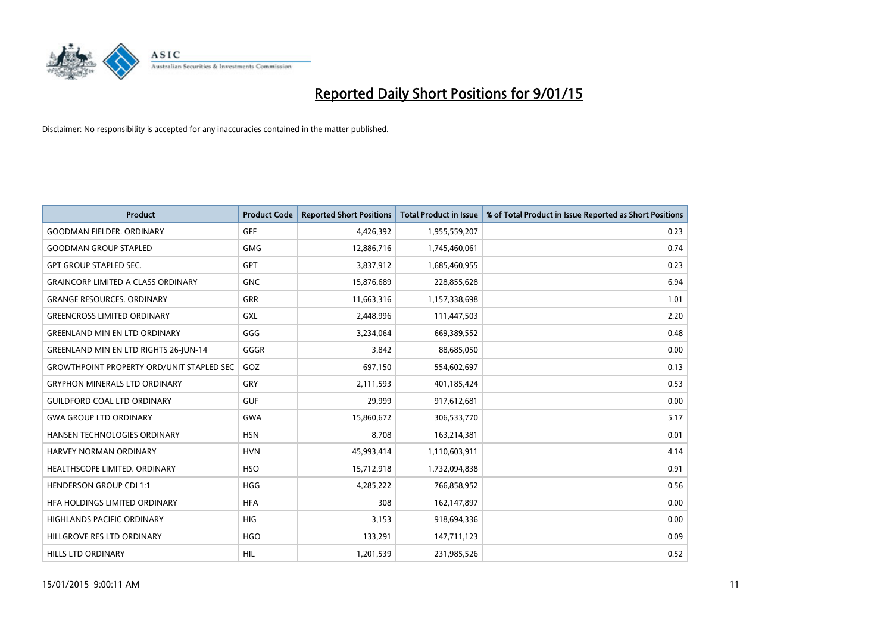# Reported Daily Short Positions for 9/01/15

Disclaimer: No responsibility is accepted for any inaccuracies contained in the matter published.

| Product | Product Code | Reported Short Positions | Total Product in Issue | % of Total Product in Issue Reported as Short Positions |
|---|---|---|---|---|
| GOODMAN FIELDER. ORDINARY | GFF | 4,426,392 | 1,955,559,207 | 0.23 |
| GOODMAN GROUP STAPLED | GMG | 12,886,716 | 1,745,460,061 | 0.74 |
| GPT GROUP STAPLED SEC. | GPT | 3,837,912 | 1,685,460,955 | 0.23 |
| GRAINCORP LIMITED A CLASS ORDINARY | GNC | 15,876,689 | 228,855,628 | 6.94 |
| GRANGE RESOURCES. ORDINARY | GRR | 11,663,316 | 1,157,338,698 | 1.01 |
| GREENCROSS LIMITED ORDINARY | GXL | 2,448,996 | 111,447,503 | 2.20 |
| GREENLAND MIN EN LTD ORDINARY | GGG | 3,234,064 | 669,389,552 | 0.48 |
| GREENLAND MIN EN LTD RIGHTS 26-JUN-14 | GGGR | 3,842 | 88,685,050 | 0.00 |
| GROWTHPOINT PROPERTY ORD/UNIT STAPLED SEC | GOZ | 697,150 | 554,602,697 | 0.13 |
| GRYPHON MINERALS LTD ORDINARY | GRY | 2,111,593 | 401,185,424 | 0.53 |
| GUILDFORD COAL LTD ORDINARY | GUF | 29,999 | 917,612,681 | 0.00 |
| GWA GROUP LTD ORDINARY | GWA | 15,860,672 | 306,533,770 | 5.17 |
| HANSEN TECHNOLOGIES ORDINARY | HSN | 8,708 | 163,214,381 | 0.01 |
| HARVEY NORMAN ORDINARY | HVN | 45,993,414 | 1,110,603,911 | 4.14 |
| HEALTHSCOPE LIMITED. ORDINARY | HSO | 15,712,918 | 1,732,094,838 | 0.91 |
| HENDERSON GROUP CDI 1:1 | HGG | 4,285,222 | 766,858,952 | 0.56 |
| HFA HOLDINGS LIMITED ORDINARY | HFA | 308 | 162,147,897 | 0.00 |
| HIGHLANDS PACIFIC ORDINARY | HIG | 3,153 | 918,694,336 | 0.00 |
| HILLGROVE RES LTD ORDINARY | HGO | 133,291 | 147,711,123 | 0.09 |
| HILLS LTD ORDINARY | HIL | 1,201,539 | 231,985,526 | 0.52 |

15/01/2015 9:00:11 AM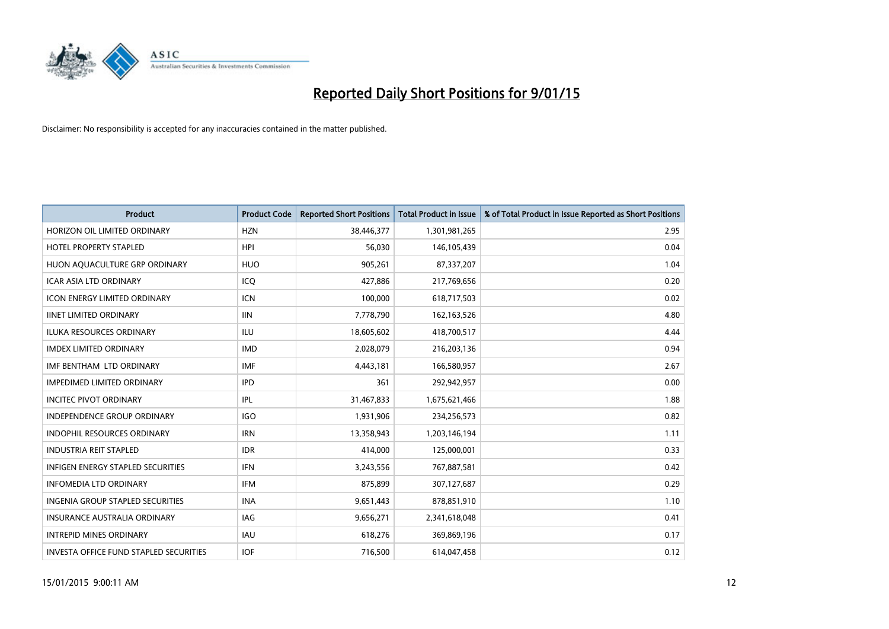# Reported Daily Short Positions for 9/01/15

Disclaimer: No responsibility is accepted for any inaccuracies contained in the matter published.

| Product | Product Code | Reported Short Positions | Total Product in Issue | % of Total Product in Issue Reported as Short Positions |
|---|---|---|---|---|
| HORIZON OIL LIMITED ORDINARY | HZN | 38,446,377 | 1,301,981,265 | 2.95 |
| HOTEL PROPERTY STAPLED | HPI | 56,030 | 146,105,439 | 0.04 |
| HUON AQUACULTURE GRP ORDINARY | HUO | 905,261 | 87,337,207 | 1.04 |
| ICAR ASIA LTD ORDINARY | ICQ | 427,886 | 217,769,656 | 0.20 |
| ICON ENERGY LIMITED ORDINARY | ICN | 100,000 | 618,717,503 | 0.02 |
| IINET LIMITED ORDINARY | IIN | 7,778,790 | 162,163,526 | 4.80 |
| ILUKA RESOURCES ORDINARY | ILU | 18,605,602 | 418,700,517 | 4.44 |
| IMDEX LIMITED ORDINARY | IMD | 2,028,079 | 216,203,136 | 0.94 |
| IMF BENTHAM LTD ORDINARY | IMF | 4,443,181 | 166,580,957 | 2.67 |
| IMPEDIMED LIMITED ORDINARY | IPD | 361 | 292,942,957 | 0.00 |
| INCITEC PIVOT ORDINARY | IPL | 31,467,833 | 1,675,621,466 | 1.88 |
| INDEPENDENCE GROUP ORDINARY | IGO | 1,931,906 | 234,256,573 | 0.82 |
| INDOPHIL RESOURCES ORDINARY | IRN | 13,358,943 | 1,203,146,194 | 1.11 |
| INDUSTRIA REIT STAPLED | IDR | 414,000 | 125,000,001 | 0.33 |
| INFIGEN ENERGY STAPLED SECURITIES | IFN | 3,243,556 | 767,887,581 | 0.42 |
| INFOMEDIA LTD ORDINARY | IFM | 875,899 | 307,127,687 | 0.29 |
| INGENIA GROUP STAPLED SECURITIES | INA | 9,651,443 | 878,851,910 | 1.10 |
| INSURANCE AUSTRALIA ORDINARY | IAG | 9,656,271 | 2,341,618,048 | 0.41 |
| INTREPID MINES ORDINARY | IAU | 618,276 | 369,869,196 | 0.17 |
| INVESTA OFFICE FUND STAPLED SECURITIES | IOF | 716,500 | 614,047,458 | 0.12 |

15/01/2015 9:00:11 AM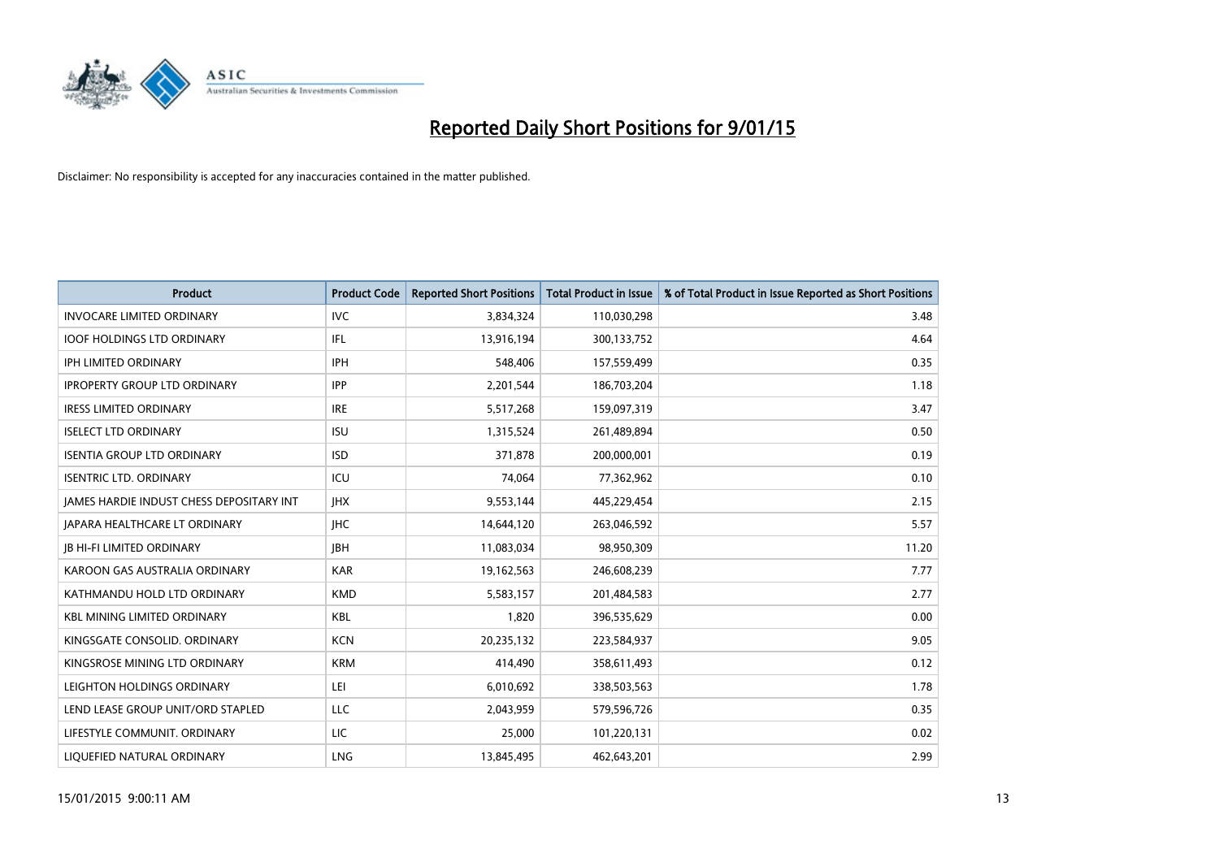# Reported Daily Short Positions for 9/01/15

Disclaimer: No responsibility is accepted for any inaccuracies contained in the matter published.

| Product | Product Code | Reported Short Positions | Total Product in Issue | % of Total Product in Issue Reported as Short Positions |
|---|---|---|---|---|
| INVOCARE LIMITED ORDINARY | IVC | 3,834,324 | 110,030,298 | 3.48 |
| IOOF HOLDINGS LTD ORDINARY | IFL | 13,916,194 | 300,133,752 | 4.64 |
| IPH LIMITED ORDINARY | IPH | 548,406 | 157,559,499 | 0.35 |
| IPROPERTY GROUP LTD ORDINARY | IPP | 2,201,544 | 186,703,204 | 1.18 |
| IRESS LIMITED ORDINARY | IRE | 5,517,268 | 159,097,319 | 3.47 |
| ISELECT LTD ORDINARY | ISU | 1,315,524 | 261,489,894 | 0.50 |
| ISENTIA GROUP LTD ORDINARY | ISD | 371,878 | 200,000,001 | 0.19 |
| ISENTRIC LTD. ORDINARY | ICU | 74,064 | 77,362,962 | 0.10 |
| JAMES HARDIE INDUST CHESS DEPOSITARY INT | JHX | 9,553,144 | 445,229,454 | 2.15 |
| JAPARA HEALTHCARE LT ORDINARY | JHC | 14,644,120 | 263,046,592 | 5.57 |
| JB HI-FI LIMITED ORDINARY | JBH | 11,083,034 | 98,950,309 | 11.20 |
| KAROON GAS AUSTRALIA ORDINARY | KAR | 19,162,563 | 246,608,239 | 7.77 |
| KATHMANDU HOLD LTD ORDINARY | KMD | 5,583,157 | 201,484,583 | 2.77 |
| KBL MINING LIMITED ORDINARY | KBL | 1,820 | 396,535,629 | 0.00 |
| KINGSGATE CONSOLID. ORDINARY | KCN | 20,235,132 | 223,584,937 | 9.05 |
| KINGSROSE MINING LTD ORDINARY | KRM | 414,490 | 358,611,493 | 0.12 |
| LEIGHTON HOLDINGS ORDINARY | LEI | 6,010,692 | 338,503,563 | 1.78 |
| LEND LEASE GROUP UNIT/ORD STAPLED | LLC | 2,043,959 | 579,596,726 | 0.35 |
| LIFESTYLE COMMUNIT. ORDINARY | LIC | 25,000 | 101,220,131 | 0.02 |
| LIQUEFIED NATURAL ORDINARY | LNG | 13,845,495 | 462,643,201 | 2.99 |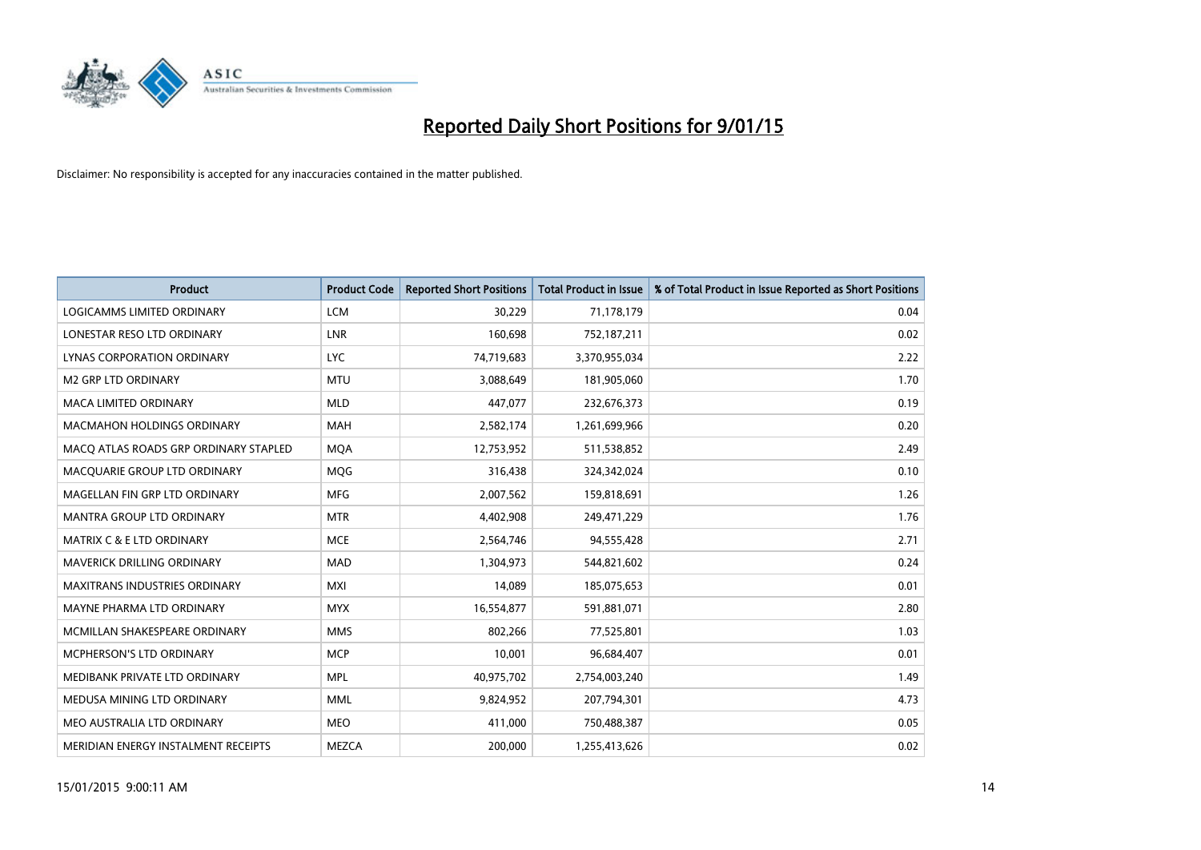# Reported Daily Short Positions for 9/01/15

Disclaimer: No responsibility is accepted for any inaccuracies contained in the matter published.

| Product | Product Code | Reported Short Positions | Total Product in Issue | % of Total Product in Issue Reported as Short Positions |
|---|---|---|---|---|
| LOGICAMMS LIMITED ORDINARY | LCM | 30,229 | 71,178,179 | 0.04 |
| LONESTAR RESO LTD ORDINARY | LNR | 160,698 | 752,187,211 | 0.02 |
| LYNAS CORPORATION ORDINARY | LYC | 74,719,683 | 3,370,955,034 | 2.22 |
| M2 GRP LTD ORDINARY | MTU | 3,088,649 | 181,905,060 | 1.70 |
| MACA LIMITED ORDINARY | MLD | 447,077 | 232,676,373 | 0.19 |
| MACMAHON HOLDINGS ORDINARY | MAH | 2,582,174 | 1,261,699,966 | 0.20 |
| MACQ ATLAS ROADS GRP ORDINARY STAPLED | MQA | 12,753,952 | 511,538,852 | 2.49 |
| MACQUARIE GROUP LTD ORDINARY | MQG | 316,438 | 324,342,024 | 0.10 |
| MAGELLAN FIN GRP LTD ORDINARY | MFG | 2,007,562 | 159,818,691 | 1.26 |
| MANTRA GROUP LTD ORDINARY | MTR | 4,402,908 | 249,471,229 | 1.76 |
| MATRIX C & E LTD ORDINARY | MCE | 2,564,746 | 94,555,428 | 2.71 |
| MAVERICK DRILLING ORDINARY | MAD | 1,304,973 | 544,821,602 | 0.24 |
| MAXITRANS INDUSTRIES ORDINARY | MXI | 14,089 | 185,075,653 | 0.01 |
| MAYNE PHARMA LTD ORDINARY | MYX | 16,554,877 | 591,881,071 | 2.80 |
| MCMILLAN SHAKESPEARE ORDINARY | MMS | 802,266 | 77,525,801 | 1.03 |
| MCPHERSON'S LTD ORDINARY | MCP | 10,001 | 96,684,407 | 0.01 |
| MEDIBANK PRIVATE LTD ORDINARY | MPL | 40,975,702 | 2,754,003,240 | 1.49 |
| MEDUSA MINING LTD ORDINARY | MML | 9,824,952 | 207,794,301 | 4.73 |
| MEO AUSTRALIA LTD ORDINARY | MEO | 411,000 | 750,488,387 | 0.05 |
| MERIDIAN ENERGY INSTALMENT RECEIPTS | MEZCA | 200,000 | 1,255,413,626 | 0.02 |

15/01/2015 9:00:11 AM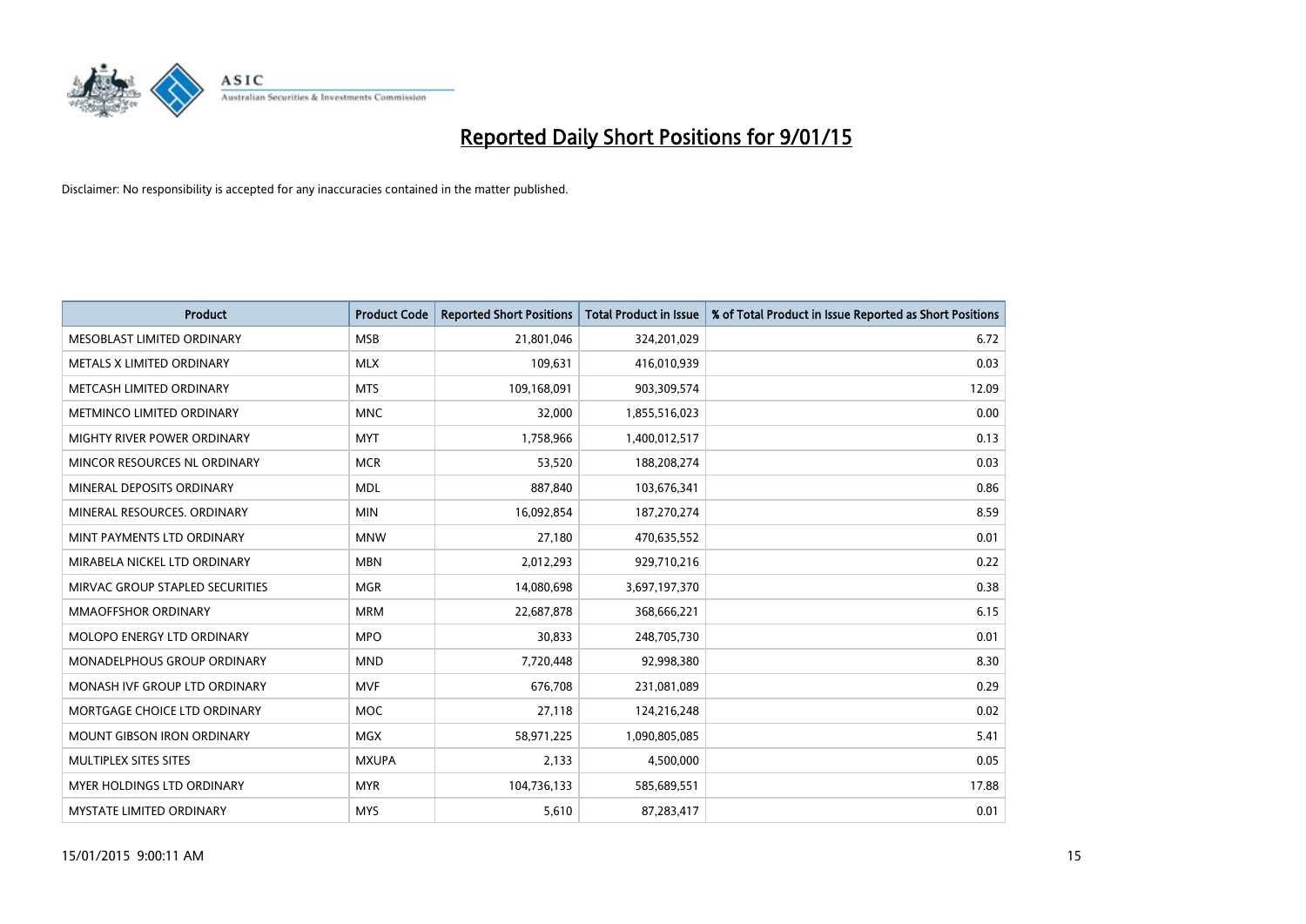# Reported Daily Short Positions for 9/01/15

Disclaimer: No responsibility is accepted for any inaccuracies contained in the matter published.

| Product | Product Code | Reported Short Positions | Total Product in Issue | % of Total Product in Issue Reported as Short Positions |
|---|---|---|---|---|
| MESOBLAST LIMITED ORDINARY | MSB | 21,801,046 | 324,201,029 | 6.72 |
| METALS X LIMITED ORDINARY | MLX | 109,631 | 416,010,939 | 0.03 |
| METCASH LIMITED ORDINARY | MTS | 109,168,091 | 903,309,574 | 12.09 |
| METMINCO LIMITED ORDINARY | MNC | 32,000 | 1,855,516,023 | 0.00 |
| MIGHTY RIVER POWER ORDINARY | MYT | 1,758,966 | 1,400,012,517 | 0.13 |
| MINCOR RESOURCES NL ORDINARY | MCR | 53,520 | 188,208,274 | 0.03 |
| MINERAL DEPOSITS ORDINARY | MDL | 887,840 | 103,676,341 | 0.86 |
| MINERAL RESOURCES. ORDINARY | MIN | 16,092,854 | 187,270,274 | 8.59 |
| MINT PAYMENTS LTD ORDINARY | MNW | 27,180 | 470,635,552 | 0.01 |
| MIRABELA NICKEL LTD ORDINARY | MBN | 2,012,293 | 929,710,216 | 0.22 |
| MIRVAC GROUP STAPLED SECURITIES | MGR | 14,080,698 | 3,697,197,370 | 0.38 |
| MMAOFFSHOR ORDINARY | MRM | 22,687,878 | 368,666,221 | 6.15 |
| MOLOPO ENERGY LTD ORDINARY | MPO | 30,833 | 248,705,730 | 0.01 |
| MONADELPHOUS GROUP ORDINARY | MND | 7,720,448 | 92,998,380 | 8.30 |
| MONASH IVF GROUP LTD ORDINARY | MVF | 676,708 | 231,081,089 | 0.29 |
| MORTGAGE CHOICE LTD ORDINARY | MOC | 27,118 | 124,216,248 | 0.02 |
| MOUNT GIBSON IRON ORDINARY | MGX | 58,971,225 | 1,090,805,085 | 5.41 |
| MULTIPLEX SITES SITES | MXUPA | 2,133 | 4,500,000 | 0.05 |
| MYER HOLDINGS LTD ORDINARY | MYR | 104,736,133 | 585,689,551 | 17.88 |
| MYSTATE LIMITED ORDINARY | MYS | 5,610 | 87,283,417 | 0.01 |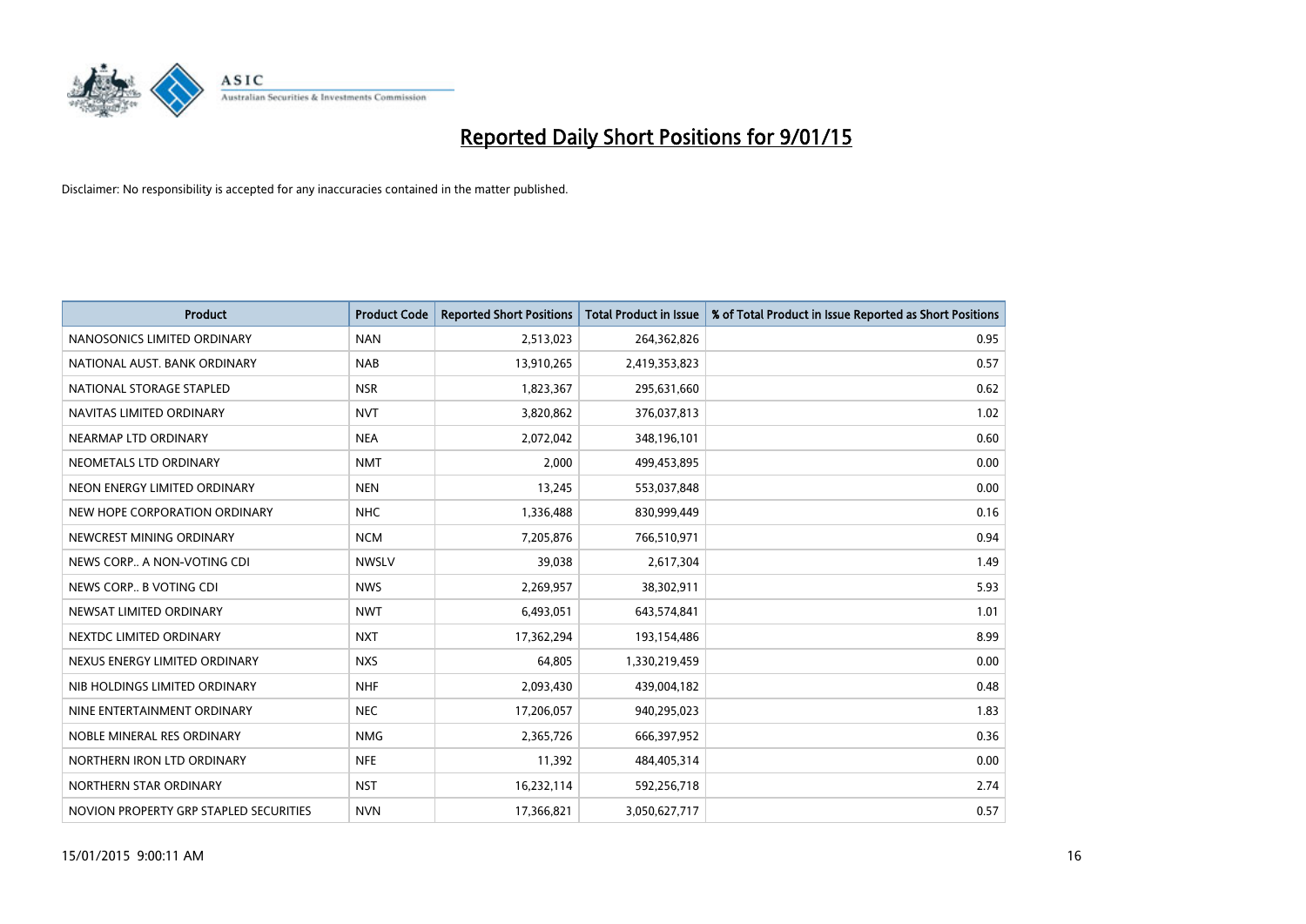# Reported Daily Short Positions for 9/01/15

Disclaimer: No responsibility is accepted for any inaccuracies contained in the matter published.

| Product | Product Code | Reported Short Positions | Total Product in Issue | % of Total Product in Issue Reported as Short Positions |
|---|---|---|---|---|
| NANOSONICS LIMITED ORDINARY | NAN | 2,513,023 | 264,362,826 | 0.95 |
| NATIONAL AUST. BANK ORDINARY | NAB | 13,910,265 | 2,419,353,823 | 0.57 |
| NATIONAL STORAGE STAPLED | NSR | 1,823,367 | 295,631,660 | 0.62 |
| NAVITAS LIMITED ORDINARY | NVT | 3,820,862 | 376,037,813 | 1.02 |
| NEARMAP LTD ORDINARY | NEA | 2,072,042 | 348,196,101 | 0.60 |
| NEOMETALS LTD ORDINARY | NMT | 2,000 | 499,453,895 | 0.00 |
| NEON ENERGY LIMITED ORDINARY | NEN | 13,245 | 553,037,848 | 0.00 |
| NEW HOPE CORPORATION ORDINARY | NHC | 1,336,488 | 830,999,449 | 0.16 |
| NEWCREST MINING ORDINARY | NCM | 7,205,876 | 766,510,971 | 0.94 |
| NEWS CORP.. A NON-VOTING CDI | NWSLV | 39,038 | 2,617,304 | 1.49 |
| NEWS CORP.. B VOTING CDI | NWS | 2,269,957 | 38,302,911 | 5.93 |
| NEWSAT LIMITED ORDINARY | NWT | 6,493,051 | 643,574,841 | 1.01 |
| NEXTDC LIMITED ORDINARY | NXT | 17,362,294 | 193,154,486 | 8.99 |
| NEXUS ENERGY LIMITED ORDINARY | NXS | 64,805 | 1,330,219,459 | 0.00 |
| NIB HOLDINGS LIMITED ORDINARY | NHF | 2,093,430 | 439,004,182 | 0.48 |
| NINE ENTERTAINMENT ORDINARY | NEC | 17,206,057 | 940,295,023 | 1.83 |
| NOBLE MINERAL RES ORDINARY | NMG | 2,365,726 | 666,397,952 | 0.36 |
| NORTHERN IRON LTD ORDINARY | NFE | 11,392 | 484,405,314 | 0.00 |
| NORTHERN STAR ORDINARY | NST | 16,232,114 | 592,256,718 | 2.74 |
| NOVION PROPERTY GRP STAPLED SECURITIES | NVN | 17,366,821 | 3,050,627,717 | 0.57 |

15/01/2015 9:00:11 AM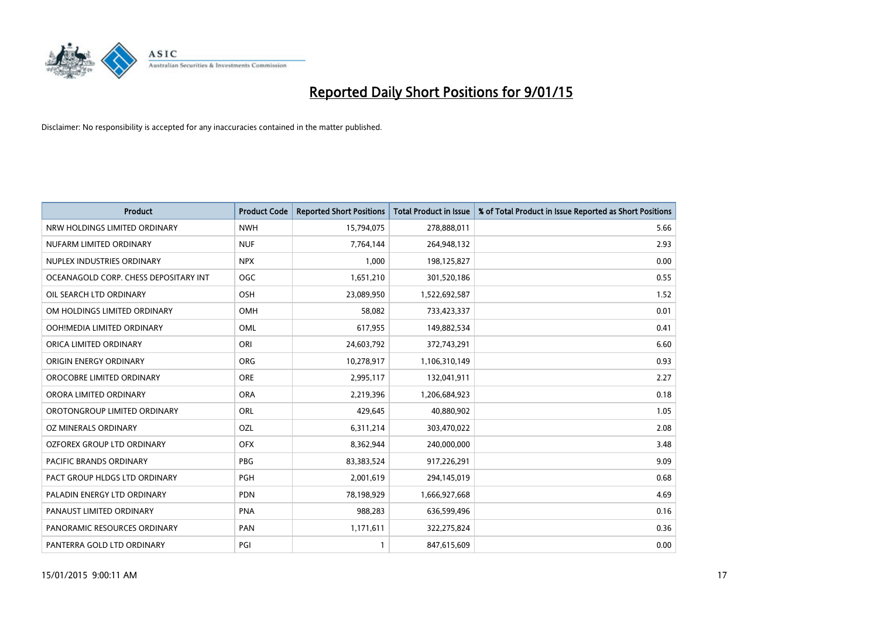# Reported Daily Short Positions for 9/01/15

Disclaimer: No responsibility is accepted for any inaccuracies contained in the matter published.

| Product | Product Code | Reported Short Positions | Total Product in Issue | % of Total Product in Issue Reported as Short Positions |
|---|---|---|---|---|
| NRW HOLDINGS LIMITED ORDINARY | NWH | 15,794,075 | 278,888,011 | 5.66 |
| NUFARM LIMITED ORDINARY | NUF | 7,764,144 | 264,948,132 | 2.93 |
| NUPLEX INDUSTRIES ORDINARY | NPX | 1,000 | 198,125,827 | 0.00 |
| OCEANAGOLD CORP. CHESS DEPOSITARY INT | OGC | 1,651,210 | 301,520,186 | 0.55 |
| OIL SEARCH LTD ORDINARY | OSH | 23,089,950 | 1,522,692,587 | 1.52 |
| OM HOLDINGS LIMITED ORDINARY | OMH | 58,082 | 733,423,337 | 0.01 |
| OOH!MEDIA LIMITED ORDINARY | OML | 617,955 | 149,882,534 | 0.41 |
| ORICA LIMITED ORDINARY | ORI | 24,603,792 | 372,743,291 | 6.60 |
| ORIGIN ENERGY ORDINARY | ORG | 10,278,917 | 1,106,310,149 | 0.93 |
| OROCOBRE LIMITED ORDINARY | ORE | 2,995,117 | 132,041,911 | 2.27 |
| ORORA LIMITED ORDINARY | ORA | 2,219,396 | 1,206,684,923 | 0.18 |
| OROTONGROUP LIMITED ORDINARY | ORL | 429,645 | 40,880,902 | 1.05 |
| OZ MINERALS ORDINARY | OZL | 6,311,214 | 303,470,022 | 2.08 |
| OZFOREX GROUP LTD ORDINARY | OFX | 8,362,944 | 240,000,000 | 3.48 |
| PACIFIC BRANDS ORDINARY | PBG | 83,383,524 | 917,226,291 | 9.09 |
| PACT GROUP HLDGS LTD ORDINARY | PGH | 2,001,619 | 294,145,019 | 0.68 |
| PALADIN ENERGY LTD ORDINARY | PDN | 78,198,929 | 1,666,927,668 | 4.69 |
| PANAUST LIMITED ORDINARY | PNA | 988,283 | 636,599,496 | 0.16 |
| PANORAMIC RESOURCES ORDINARY | PAN | 1,171,611 | 322,275,824 | 0.36 |
| PANTERRA GOLD LTD ORDINARY | PGI | 1 | 847,615,609 | 0.00 |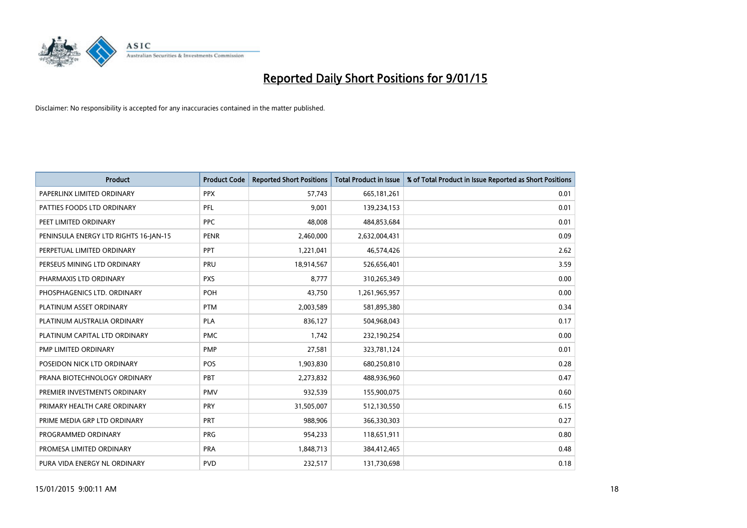# Reported Daily Short Positions for 9/01/15

Disclaimer: No responsibility is accepted for any inaccuracies contained in the matter published.

| Product | Product Code | Reported Short Positions | Total Product in Issue | % of Total Product in Issue Reported as Short Positions |
|---|---|---|---|---|
| PAPERLINX LIMITED ORDINARY | PPX | 57,743 | 665,181,261 | 0.01 |
| PATTIES FOODS LTD ORDINARY | PFL | 9,001 | 139,234,153 | 0.01 |
| PEET LIMITED ORDINARY | PPC | 48,008 | 484,853,684 | 0.01 |
| PENINSULA ENERGY LTD RIGHTS 16-JAN-15 | PENR | 2,460,000 | 2,632,004,431 | 0.09 |
| PERPETUAL LIMITED ORDINARY | PPT | 1,221,041 | 46,574,426 | 2.62 |
| PERSEUS MINING LTD ORDINARY | PRU | 18,914,567 | 526,656,401 | 3.59 |
| PHARMAXIS LTD ORDINARY | PXS | 8,777 | 310,265,349 | 0.00 |
| PHOSPHAGENICS LTD. ORDINARY | POH | 43,750 | 1,261,965,957 | 0.00 |
| PLATINUM ASSET ORDINARY | PTM | 2,003,589 | 581,895,380 | 0.34 |
| PLATINUM AUSTRALIA ORDINARY | PLA | 836,127 | 504,968,043 | 0.17 |
| PLATINUM CAPITAL LTD ORDINARY | PMC | 1,742 | 232,190,254 | 0.00 |
| PMP LIMITED ORDINARY | PMP | 27,581 | 323,781,124 | 0.01 |
| POSEIDON NICK LTD ORDINARY | POS | 1,903,830 | 680,250,810 | 0.28 |
| PRANA BIOTECHNOLOGY ORDINARY | PBT | 2,273,832 | 488,936,960 | 0.47 |
| PREMIER INVESTMENTS ORDINARY | PMV | 932,539 | 155,900,075 | 0.60 |
| PRIMARY HEALTH CARE ORDINARY | PRY | 31,505,007 | 512,130,550 | 6.15 |
| PRIME MEDIA GRP LTD ORDINARY | PRT | 988,906 | 366,330,303 | 0.27 |
| PROGRAMMED ORDINARY | PRG | 954,233 | 118,651,911 | 0.80 |
| PROMESA LIMITED ORDINARY | PRA | 1,848,713 | 384,412,465 | 0.48 |
| PURA VIDA ENERGY NL ORDINARY | PVD | 232,517 | 131,730,698 | 0.18 |

15/01/2015 9:00:11 AM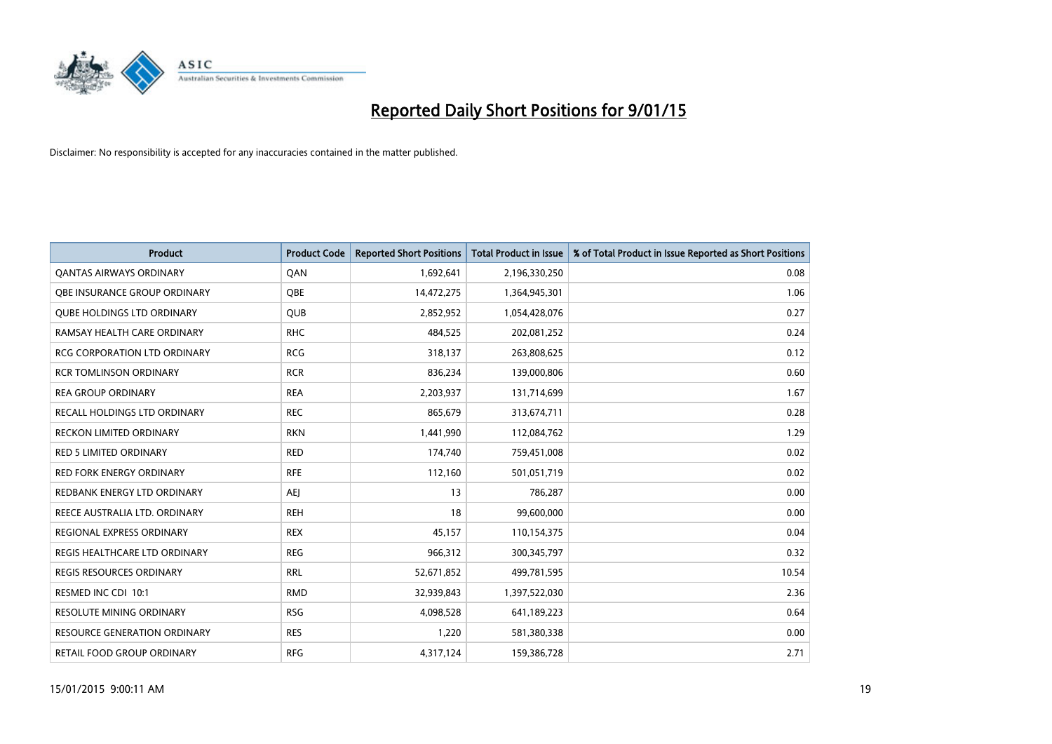# Reported Daily Short Positions for 9/01/15

Disclaimer: No responsibility is accepted for any inaccuracies contained in the matter published.

| Product | Product Code | Reported Short Positions | Total Product in Issue | % of Total Product in Issue Reported as Short Positions |
|---|---|---|---|---|
| QANTAS AIRWAYS ORDINARY | QAN | 1,692,641 | 2,196,330,250 | 0.08 |
| QBE INSURANCE GROUP ORDINARY | QBE | 14,472,275 | 1,364,945,301 | 1.06 |
| QUBE HOLDINGS LTD ORDINARY | QUB | 2,852,952 | 1,054,428,076 | 0.27 |
| RAMSAY HEALTH CARE ORDINARY | RHC | 484,525 | 202,081,252 | 0.24 |
| RCG CORPORATION LTD ORDINARY | RCG | 318,137 | 263,808,625 | 0.12 |
| RCR TOMLINSON ORDINARY | RCR | 836,234 | 139,000,806 | 0.60 |
| REA GROUP ORDINARY | REA | 2,203,937 | 131,714,699 | 1.67 |
| RECALL HOLDINGS LTD ORDINARY | REC | 865,679 | 313,674,711 | 0.28 |
| RECKON LIMITED ORDINARY | RKN | 1,441,990 | 112,084,762 | 1.29 |
| RED 5 LIMITED ORDINARY | RED | 174,740 | 759,451,008 | 0.02 |
| RED FORK ENERGY ORDINARY | RFE | 112,160 | 501,051,719 | 0.02 |
| REDBANK ENERGY LTD ORDINARY | AEJ | 13 | 786,287 | 0.00 |
| REECE AUSTRALIA LTD. ORDINARY | REH | 18 | 99,600,000 | 0.00 |
| REGIONAL EXPRESS ORDINARY | REX | 45,157 | 110,154,375 | 0.04 |
| REGIS HEALTHCARE LTD ORDINARY | REG | 966,312 | 300,345,797 | 0.32 |
| REGIS RESOURCES ORDINARY | RRL | 52,671,852 | 499,781,595 | 10.54 |
| RESMED INC CDI 10:1 | RMD | 32,939,843 | 1,397,522,030 | 2.36 |
| RESOLUTE MINING ORDINARY | RSG | 4,098,528 | 641,189,223 | 0.64 |
| RESOURCE GENERATION ORDINARY | RES | 1,220 | 581,380,338 | 0.00 |
| RETAIL FOOD GROUP ORDINARY | RFG | 4,317,124 | 159,386,728 | 2.71 |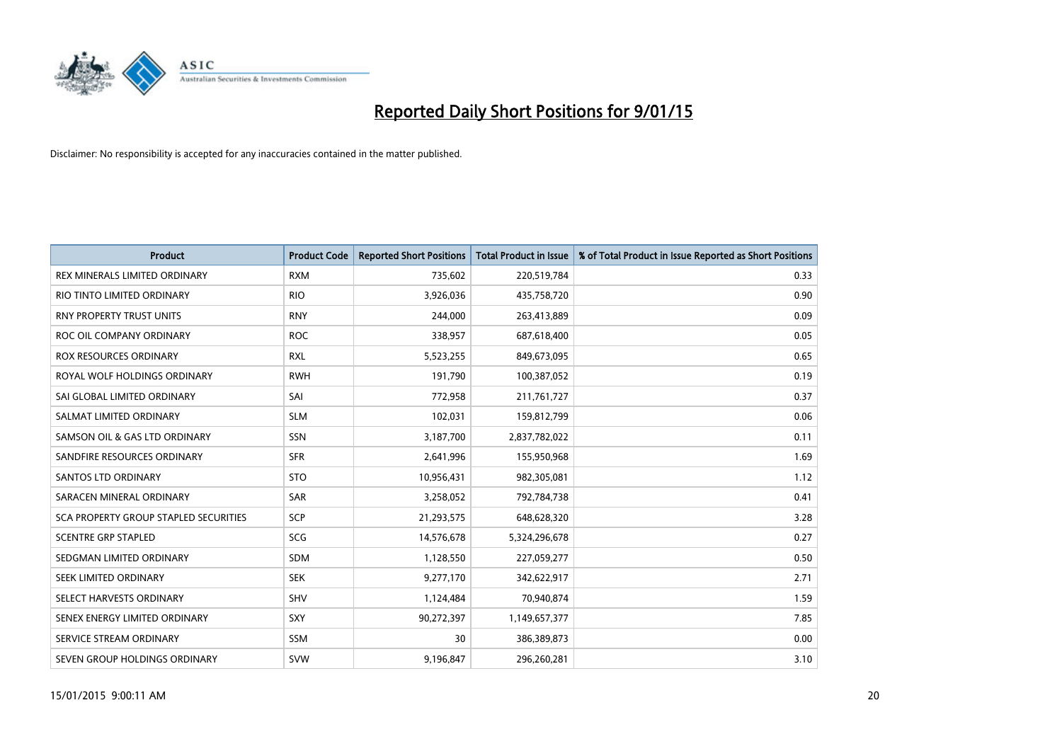# Reported Daily Short Positions for 9/01/15

Disclaimer: No responsibility is accepted for any inaccuracies contained in the matter published.

| Product | Product Code | Reported Short Positions | Total Product in Issue | % of Total Product in Issue Reported as Short Positions |
|---|---|---|---|---|
| REX MINERALS LIMITED ORDINARY | RXM | 735,602 | 220,519,784 | 0.33 |
| RIO TINTO LIMITED ORDINARY | RIO | 3,926,036 | 435,758,720 | 0.90 |
| RNY PROPERTY TRUST UNITS | RNY | 244,000 | 263,413,889 | 0.09 |
| ROC OIL COMPANY ORDINARY | ROC | 338,957 | 687,618,400 | 0.05 |
| ROX RESOURCES ORDINARY | RXL | 5,523,255 | 849,673,095 | 0.65 |
| ROYAL WOLF HOLDINGS ORDINARY | RWH | 191,790 | 100,387,052 | 0.19 |
| SAI GLOBAL LIMITED ORDINARY | SAI | 772,958 | 211,761,727 | 0.37 |
| SALMAT LIMITED ORDINARY | SLM | 102,031 | 159,812,799 | 0.06 |
| SAMSON OIL & GAS LTD ORDINARY | SSN | 3,187,700 | 2,837,782,022 | 0.11 |
| SANDFIRE RESOURCES ORDINARY | SFR | 2,641,996 | 155,950,968 | 1.69 |
| SANTOS LTD ORDINARY | STO | 10,956,431 | 982,305,081 | 1.12 |
| SARACEN MINERAL ORDINARY | SAR | 3,258,052 | 792,784,738 | 0.41 |
| SCA PROPERTY GROUP STAPLED SECURITIES | SCP | 21,293,575 | 648,628,320 | 3.28 |
| SCENTRE GRP STAPLED | SCG | 14,576,678 | 5,324,296,678 | 0.27 |
| SEDGMAN LIMITED ORDINARY | SDM | 1,128,550 | 227,059,277 | 0.50 |
| SEEK LIMITED ORDINARY | SEK | 9,277,170 | 342,622,917 | 2.71 |
| SELECT HARVESTS ORDINARY | SHV | 1,124,484 | 70,940,874 | 1.59 |
| SENEX ENERGY LIMITED ORDINARY | SXY | 90,272,397 | 1,149,657,377 | 7.85 |
| SERVICE STREAM ORDINARY | SSM | 30 | 386,389,873 | 0.00 |
| SEVEN GROUP HOLDINGS ORDINARY | SVW | 9,196,847 | 296,260,281 | 3.10 |

15/01/2015 9:00:11 AM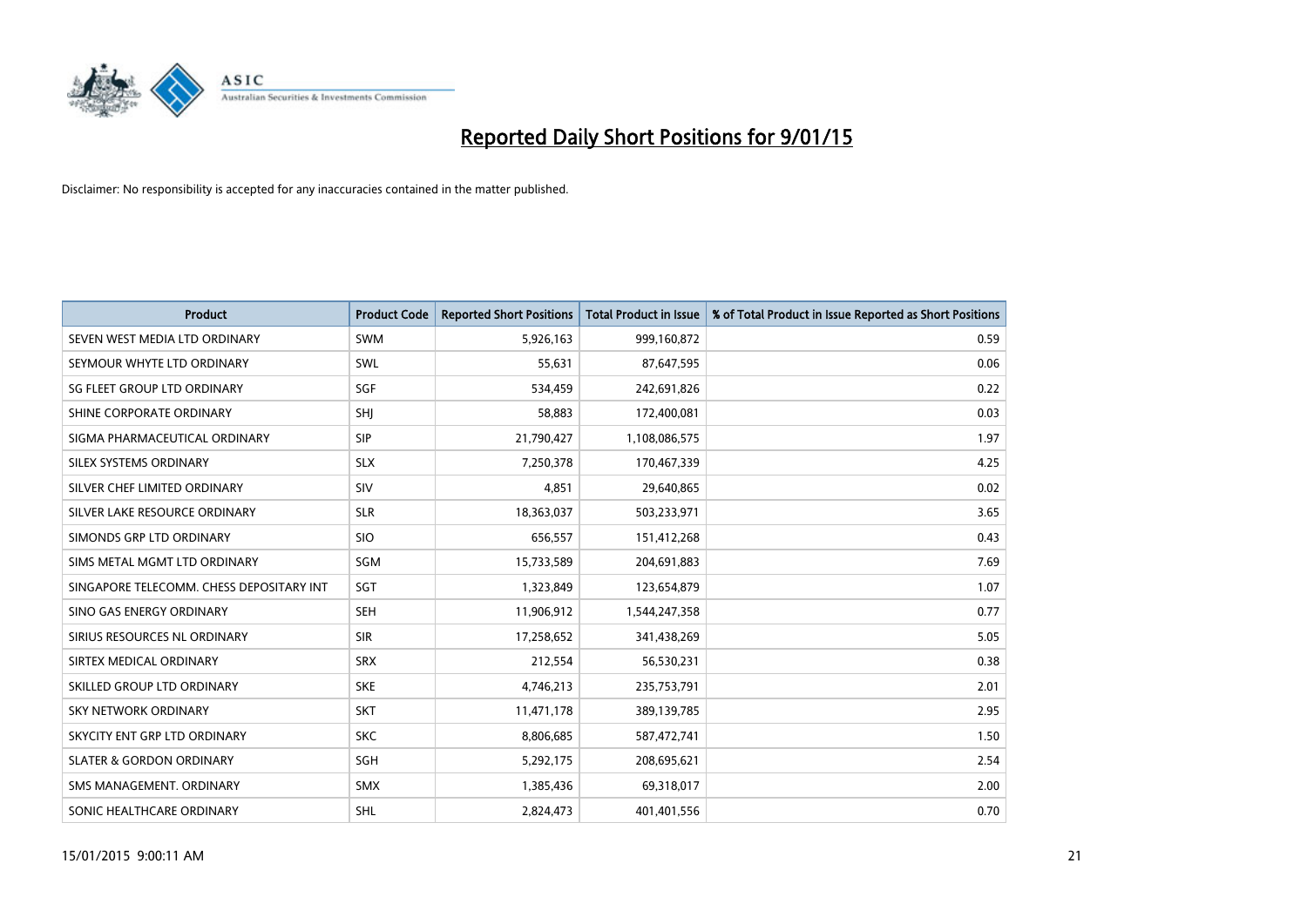# Reported Daily Short Positions for 9/01/15

Disclaimer: No responsibility is accepted for any inaccuracies contained in the matter published.

| Product | Product Code | Reported Short Positions | Total Product in Issue | % of Total Product in Issue Reported as Short Positions |
|---|---|---|---|---|
| SEVEN WEST MEDIA LTD ORDINARY | SWM | 5,926,163 | 999,160,872 | 0.59 |
| SEYMOUR WHYTE LTD ORDINARY | SWL | 55,631 | 87,647,595 | 0.06 |
| SG FLEET GROUP LTD ORDINARY | SGF | 534,459 | 242,691,826 | 0.22 |
| SHINE CORPORATE ORDINARY | SHJ | 58,883 | 172,400,081 | 0.03 |
| SIGMA PHARMACEUTICAL ORDINARY | SIP | 21,790,427 | 1,108,086,575 | 1.97 |
| SILEX SYSTEMS ORDINARY | SLX | 7,250,378 | 170,467,339 | 4.25 |
| SILVER CHEF LIMITED ORDINARY | SIV | 4,851 | 29,640,865 | 0.02 |
| SILVER LAKE RESOURCE ORDINARY | SLR | 18,363,037 | 503,233,971 | 3.65 |
| SIMONDS GRP LTD ORDINARY | SIO | 656,557 | 151,412,268 | 0.43 |
| SIMS METAL MGMT LTD ORDINARY | SGM | 15,733,589 | 204,691,883 | 7.69 |
| SINGAPORE TELECOMM. CHESS DEPOSITARY INT | SGT | 1,323,849 | 123,654,879 | 1.07 |
| SINO GAS ENERGY ORDINARY | SEH | 11,906,912 | 1,544,247,358 | 0.77 |
| SIRIUS RESOURCES NL ORDINARY | SIR | 17,258,652 | 341,438,269 | 5.05 |
| SIRTEX MEDICAL ORDINARY | SRX | 212,554 | 56,530,231 | 0.38 |
| SKILLED GROUP LTD ORDINARY | SKE | 4,746,213 | 235,753,791 | 2.01 |
| SKY NETWORK ORDINARY | SKT | 11,471,178 | 389,139,785 | 2.95 |
| SKYCITY ENT GRP LTD ORDINARY | SKC | 8,806,685 | 587,472,741 | 1.50 |
| SLATER & GORDON ORDINARY | SGH | 5,292,175 | 208,695,621 | 2.54 |
| SMS MANAGEMENT. ORDINARY | SMX | 1,385,436 | 69,318,017 | 2.00 |
| SONIC HEALTHCARE ORDINARY | SHL | 2,824,473 | 401,401,556 | 0.70 |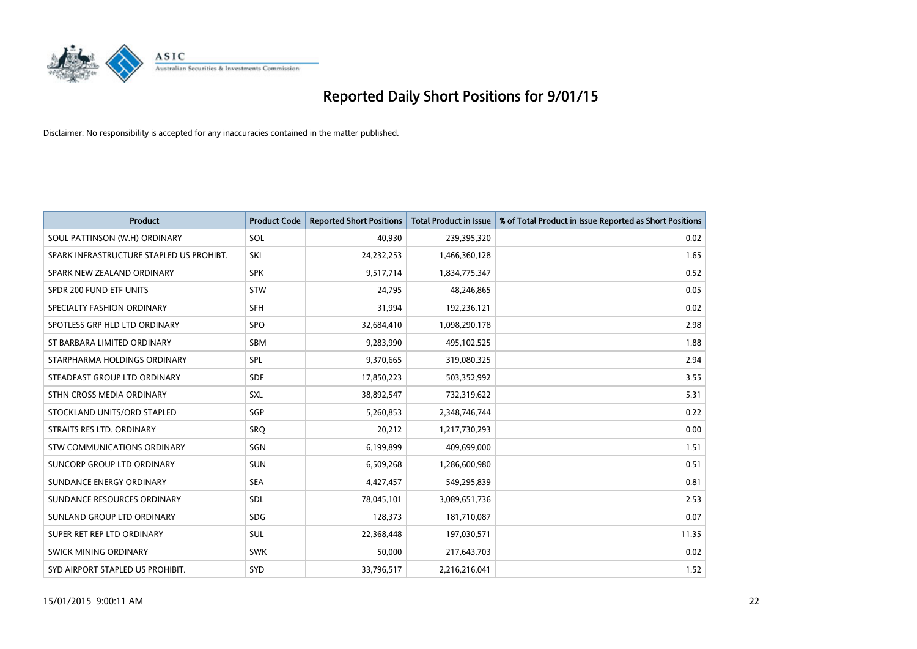# Reported Daily Short Positions for 9/01/15

Disclaimer: No responsibility is accepted for any inaccuracies contained in the matter published.

| Product | Product Code | Reported Short Positions | Total Product in Issue | % of Total Product in Issue Reported as Short Positions |
|---|---|---|---|---|
| SOUL PATTINSON (W.H) ORDINARY | SOL | 40,930 | 239,395,320 | 0.02 |
| SPARK INFRASTRUCTURE STAPLED US PROHIBT. | SKI | 24,232,253 | 1,466,360,128 | 1.65 |
| SPARK NEW ZEALAND ORDINARY | SPK | 9,517,714 | 1,834,775,347 | 0.52 |
| SPDR 200 FUND ETF UNITS | STW | 24,795 | 48,246,865 | 0.05 |
| SPECIALTY FASHION ORDINARY | SFH | 31,994 | 192,236,121 | 0.02 |
| SPOTLESS GRP HLD LTD ORDINARY | SPO | 32,684,410 | 1,098,290,178 | 2.98 |
| ST BARBARA LIMITED ORDINARY | SBM | 9,283,990 | 495,102,525 | 1.88 |
| STARPHARMA HOLDINGS ORDINARY | SPL | 9,370,665 | 319,080,325 | 2.94 |
| STEADFAST GROUP LTD ORDINARY | SDF | 17,850,223 | 503,352,992 | 3.55 |
| STHN CROSS MEDIA ORDINARY | SXL | 38,892,547 | 732,319,622 | 5.31 |
| STOCKLAND UNITS/ORD STAPLED | SGP | 5,260,853 | 2,348,746,744 | 0.22 |
| STRAITS RES LTD. ORDINARY | SRQ | 20,212 | 1,217,730,293 | 0.00 |
| STW COMMUNICATIONS ORDINARY | SGN | 6,199,899 | 409,699,000 | 1.51 |
| SUNCORP GROUP LTD ORDINARY | SUN | 6,509,268 | 1,286,600,980 | 0.51 |
| SUNDANCE ENERGY ORDINARY | SEA | 4,427,457 | 549,295,839 | 0.81 |
| SUNDANCE RESOURCES ORDINARY | SDL | 78,045,101 | 3,089,651,736 | 2.53 |
| SUNLAND GROUP LTD ORDINARY | SDG | 128,373 | 181,710,087 | 0.07 |
| SUPER RET REP LTD ORDINARY | SUL | 22,368,448 | 197,030,571 | 11.35 |
| SWICK MINING ORDINARY | SWK | 50,000 | 217,643,703 | 0.02 |
| SYD AIRPORT STAPLED US PROHIBIT. | SYD | 33,796,517 | 2,216,216,041 | 1.52 |

15/01/2015 9:00:11 AM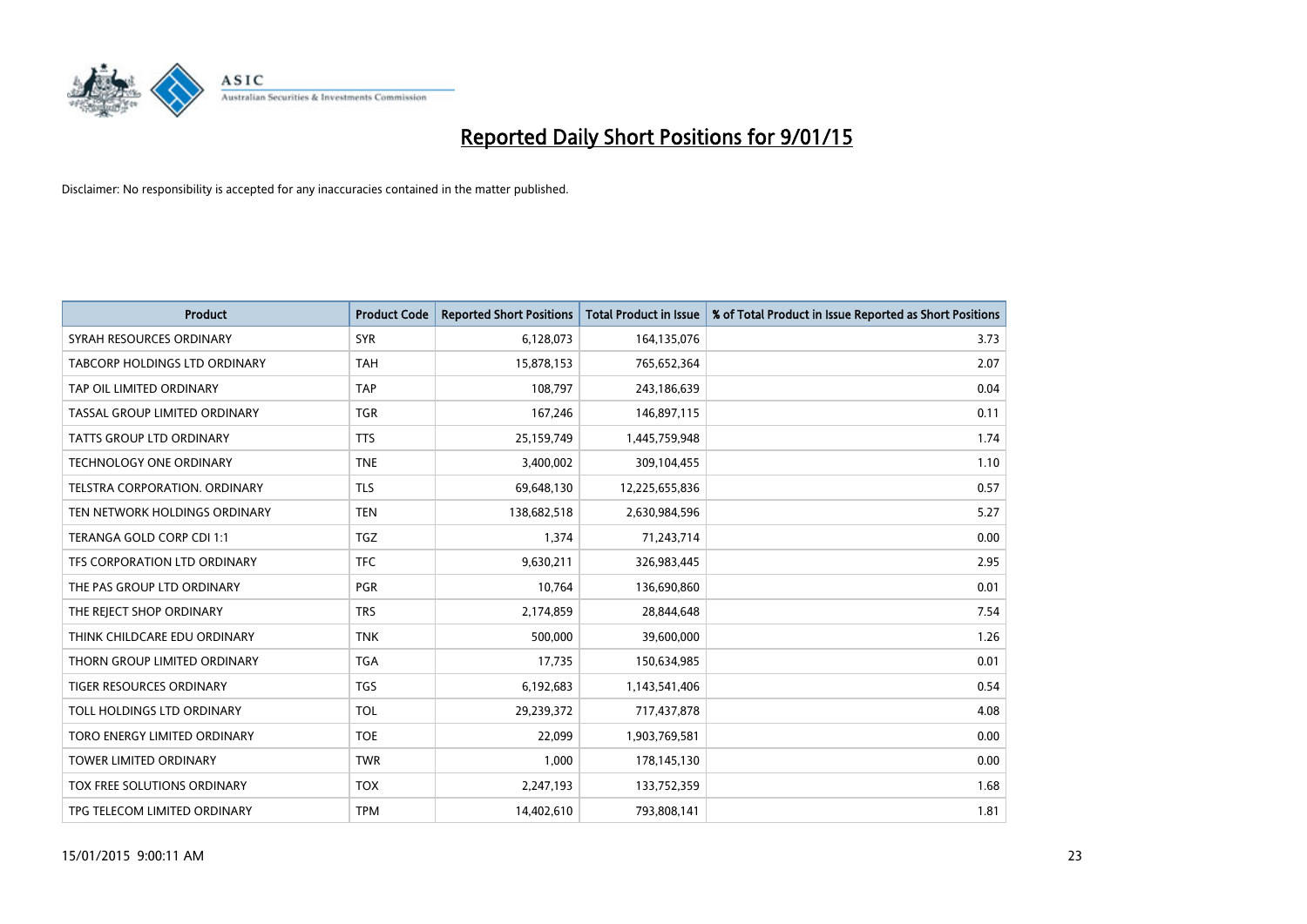# Reported Daily Short Positions for 9/01/15

Disclaimer: No responsibility is accepted for any inaccuracies contained in the matter published.

| Product | Product Code | Reported Short Positions | Total Product in Issue | % of Total Product in Issue Reported as Short Positions |
|---|---|---|---|---|
| SYRAH RESOURCES ORDINARY | SYR | 6,128,073 | 164,135,076 | 3.73 |
| TABCORP HOLDINGS LTD ORDINARY | TAH | 15,878,153 | 765,652,364 | 2.07 |
| TAP OIL LIMITED ORDINARY | TAP | 108,797 | 243,186,639 | 0.04 |
| TASSAL GROUP LIMITED ORDINARY | TGR | 167,246 | 146,897,115 | 0.11 |
| TATTS GROUP LTD ORDINARY | TTS | 25,159,749 | 1,445,759,948 | 1.74 |
| TECHNOLOGY ONE ORDINARY | TNE | 3,400,002 | 309,104,455 | 1.10 |
| TELSTRA CORPORATION. ORDINARY | TLS | 69,648,130 | 12,225,655,836 | 0.57 |
| TEN NETWORK HOLDINGS ORDINARY | TEN | 138,682,518 | 2,630,984,596 | 5.27 |
| TERANGA GOLD CORP CDI 1:1 | TGZ | 1,374 | 71,243,714 | 0.00 |
| TFS CORPORATION LTD ORDINARY | TFC | 9,630,211 | 326,983,445 | 2.95 |
| THE PAS GROUP LTD ORDINARY | PGR | 10,764 | 136,690,860 | 0.01 |
| THE REJECT SHOP ORDINARY | TRS | 2,174,859 | 28,844,648 | 7.54 |
| THINK CHILDCARE EDU ORDINARY | TNK | 500,000 | 39,600,000 | 1.26 |
| THORN GROUP LIMITED ORDINARY | TGA | 17,735 | 150,634,985 | 0.01 |
| TIGER RESOURCES ORDINARY | TGS | 6,192,683 | 1,143,541,406 | 0.54 |
| TOLL HOLDINGS LTD ORDINARY | TOL | 29,239,372 | 717,437,878 | 4.08 |
| TORO ENERGY LIMITED ORDINARY | TOE | 22,099 | 1,903,769,581 | 0.00 |
| TOWER LIMITED ORDINARY | TWR | 1,000 | 178,145,130 | 0.00 |
| TOX FREE SOLUTIONS ORDINARY | TOX | 2,247,193 | 133,752,359 | 1.68 |
| TPG TELECOM LIMITED ORDINARY | TPM | 14,402,610 | 793,808,141 | 1.81 |

15/01/2015 9:00:11 AM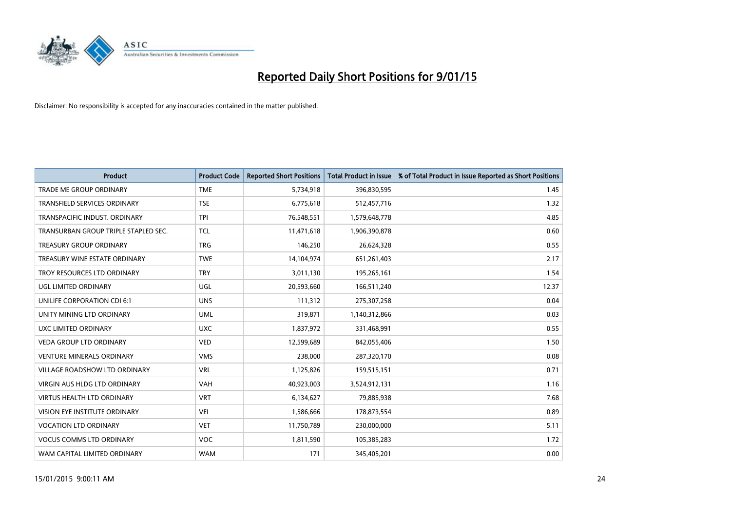# Reported Daily Short Positions for 9/01/15

Disclaimer: No responsibility is accepted for any inaccuracies contained in the matter published.

| Product | Product Code | Reported Short Positions | Total Product in Issue | % of Total Product in Issue Reported as Short Positions |
|---|---|---|---|---|
| TRADE ME GROUP ORDINARY | TME | 5,734,918 | 396,830,595 | 1.45 |
| TRANSFIELD SERVICES ORDINARY | TSE | 6,775,618 | 512,457,716 | 1.32 |
| TRANSPACIFIC INDUST. ORDINARY | TPI | 76,548,551 | 1,579,648,778 | 4.85 |
| TRANSURBAN GROUP TRIPLE STAPLED SEC. | TCL | 11,471,618 | 1,906,390,878 | 0.60 |
| TREASURY GROUP ORDINARY | TRG | 146,250 | 26,624,328 | 0.55 |
| TREASURY WINE ESTATE ORDINARY | TWE | 14,104,974 | 651,261,403 | 2.17 |
| TROY RESOURCES LTD ORDINARY | TRY | 3,011,130 | 195,265,161 | 1.54 |
| UGL LIMITED ORDINARY | UGL | 20,593,660 | 166,511,240 | 12.37 |
| UNILIFE CORPORATION CDI 6:1 | UNS | 111,312 | 275,307,258 | 0.04 |
| UNITY MINING LTD ORDINARY | UML | 319,871 | 1,140,312,866 | 0.03 |
| UXC LIMITED ORDINARY | UXC | 1,837,972 | 331,468,991 | 0.55 |
| VEDA GROUP LTD ORDINARY | VED | 12,599,689 | 842,055,406 | 1.50 |
| VENTURE MINERALS ORDINARY | VMS | 238,000 | 287,320,170 | 0.08 |
| VILLAGE ROADSHOW LTD ORDINARY | VRL | 1,125,826 | 159,515,151 | 0.71 |
| VIRGIN AUS HLDG LTD ORDINARY | VAH | 40,923,003 | 3,524,912,131 | 1.16 |
| VIRTUS HEALTH LTD ORDINARY | VRT | 6,134,627 | 79,885,938 | 7.68 |
| VISION EYE INSTITUTE ORDINARY | VEI | 1,586,666 | 178,873,554 | 0.89 |
| VOCATION LTD ORDINARY | VET | 11,750,789 | 230,000,000 | 5.11 |
| VOCUS COMMS LTD ORDINARY | VOC | 1,811,590 | 105,385,283 | 1.72 |
| WAM CAPITAL LIMITED ORDINARY | WAM | 171 | 345,405,201 | 0.00 |

15/01/2015 9:00:11 AM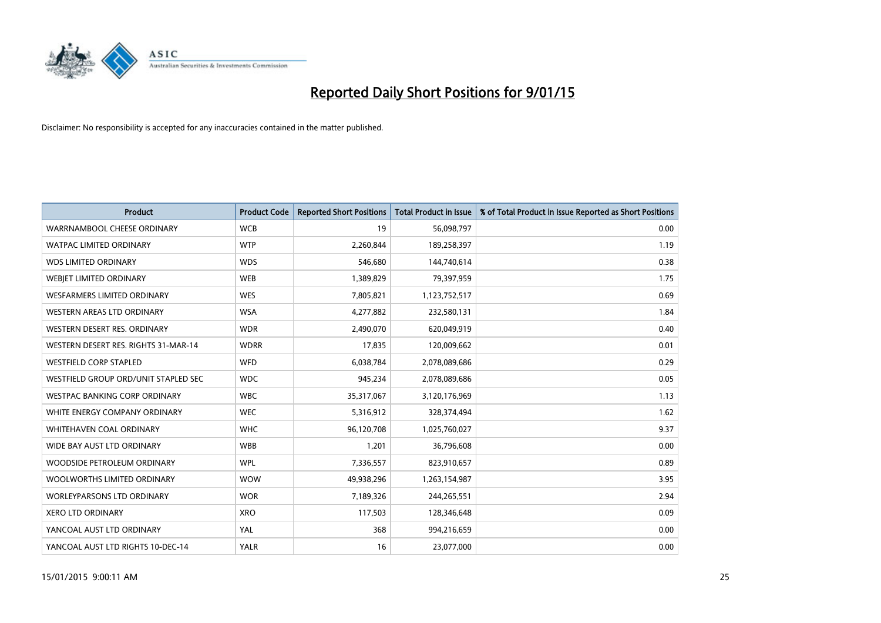# Reported Daily Short Positions for 9/01/15

Disclaimer: No responsibility is accepted for any inaccuracies contained in the matter published.

| Product | Product Code | Reported Short Positions | Total Product in Issue | % of Total Product in Issue Reported as Short Positions |
|---|---|---|---|---|
| WARRNAMBOOL CHEESE ORDINARY | WCB | 19 | 56,098,797 | 0.00 |
| WATPAC LIMITED ORDINARY | WTP | 2,260,844 | 189,258,397 | 1.19 |
| WDS LIMITED ORDINARY | WDS | 546,680 | 144,740,614 | 0.38 |
| WEBJET LIMITED ORDINARY | WEB | 1,389,829 | 79,397,959 | 1.75 |
| WESFARMERS LIMITED ORDINARY | WES | 7,805,821 | 1,123,752,517 | 0.69 |
| WESTERN AREAS LTD ORDINARY | WSA | 4,277,882 | 232,580,131 | 1.84 |
| WESTERN DESERT RES. ORDINARY | WDR | 2,490,070 | 620,049,919 | 0.40 |
| WESTERN DESERT RES. RIGHTS 31-MAR-14 | WDRR | 17,835 | 120,009,662 | 0.01 |
| WESTFIELD CORP STAPLED | WFD | 6,038,784 | 2,078,089,686 | 0.29 |
| WESTFIELD GROUP ORD/UNIT STAPLED SEC | WDC | 945,234 | 2,078,089,686 | 0.05 |
| WESTPAC BANKING CORP ORDINARY | WBC | 35,317,067 | 3,120,176,969 | 1.13 |
| WHITE ENERGY COMPANY ORDINARY | WEC | 5,316,912 | 328,374,494 | 1.62 |
| WHITEHAVEN COAL ORDINARY | WHC | 96,120,708 | 1,025,760,027 | 9.37 |
| WIDE BAY AUST LTD ORDINARY | WBB | 1,201 | 36,796,608 | 0.00 |
| WOODSIDE PETROLEUM ORDINARY | WPL | 7,336,557 | 823,910,657 | 0.89 |
| WOOLWORTHS LIMITED ORDINARY | WOW | 49,938,296 | 1,263,154,987 | 3.95 |
| WORLEYPARSONS LTD ORDINARY | WOR | 7,189,326 | 244,265,551 | 2.94 |
| XERO LTD ORDINARY | XRO | 117,503 | 128,346,648 | 0.09 |
| YANCOAL AUST LTD ORDINARY | YAL | 368 | 994,216,659 | 0.00 |
| YANCOAL AUST LTD RIGHTS 10-DEC-14 | YALR | 16 | 23,077,000 | 0.00 |

15/01/2015 9:00:11 AM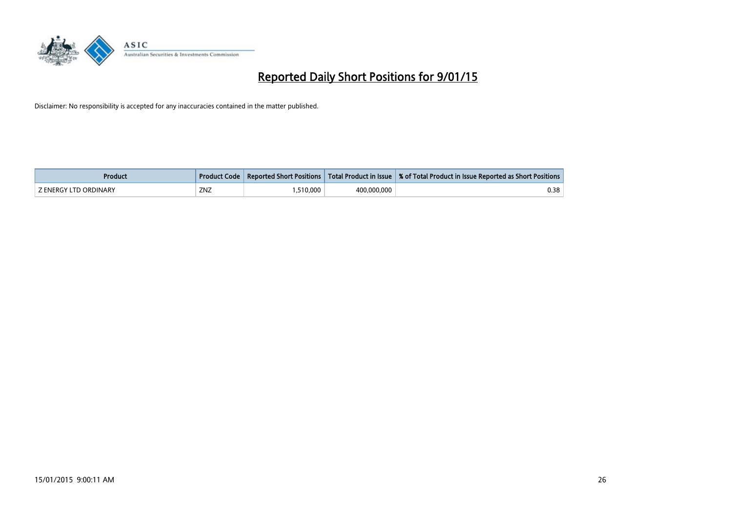# Reported Daily Short Positions for 9/01/15

Disclaimer: No responsibility is accepted for any inaccuracies contained in the matter published.

| Product | Product Code | Reported Short Positions | Total Product in Issue | % of Total Product in Issue Reported as Short Positions |
|---|---|---|---|---|
| Z ENERGY LTD ORDINARY | ZNZ | 1,510,000 | 400,000,000 | 0.38 |